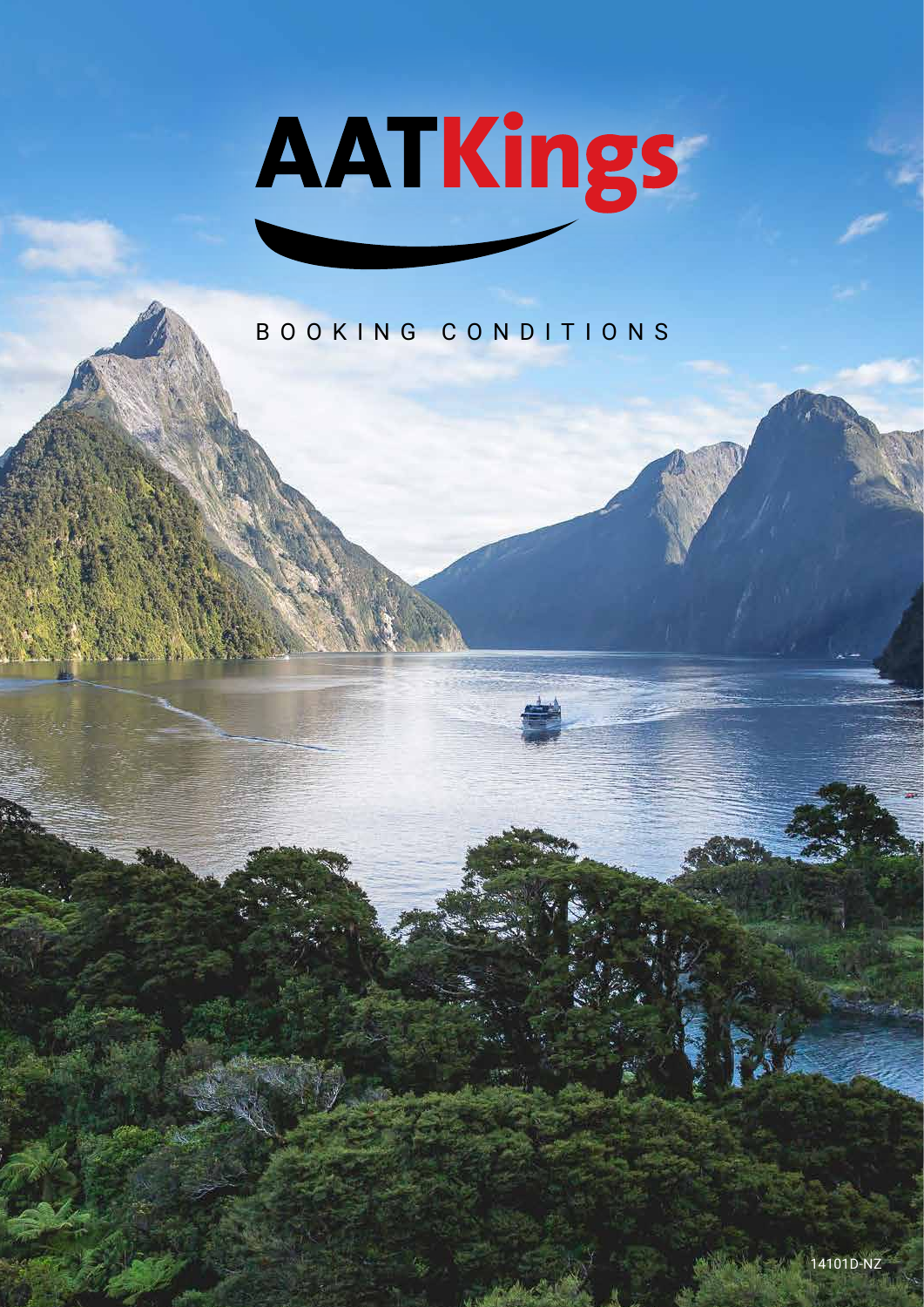# AATKings

BOOKING CONDITIONS

14101D-NZ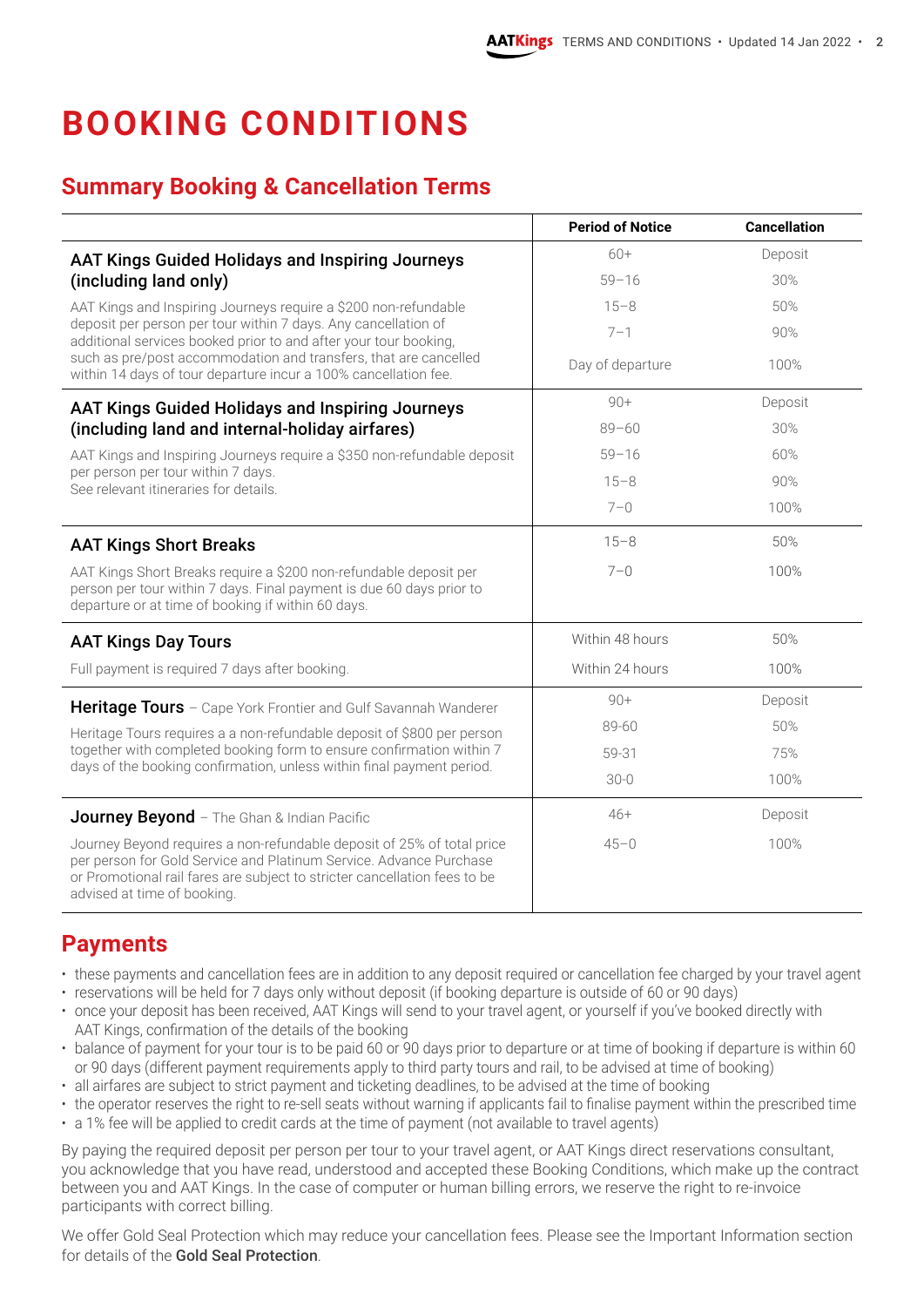# BOOKING CONDITIONS

## Summary Booking & Cancellation Terms

| | Period of Notice | Cancellation |
|---|---|---|
| **AAT Kings Guided Holidays and Inspiring Journeys (including land only)**<br>AAT Kings and Inspiring Journeys require a $200 non-refundable deposit per person per tour within 7 days. Any cancellation of additional services booked prior to and after your tour booking, such as pre/post accommodation and transfers, that are cancelled within 14 days of tour departure incur a 100% cancellation fee. | 60+ | Deposit |
| | 59–16 | 30% |
| | 15–8 | 50% |
| | 7–1 | 90% |
| | Day of departure | 100% |
| **AAT Kings Guided Holidays and Inspiring Journeys (including land and internal-holiday airfares)**<br>AAT Kings and Inspiring Journeys require a $350 non-refundable deposit per person per tour within 7 days.<br>See relevant itineraries for details. | 90+ | Deposit |
| | 89–60 | 30% |
| | 59–16 | 60% |
| | 15–8 | 90% |
| | 7–0 | 100% |
| **AAT Kings Short Breaks**<br>AAT Kings Short Breaks require a $200 non-refundable deposit per person per tour within 7 days. Final payment is due 60 days prior to departure or at time of booking if within 60 days. | 15–8 | 50% |
| | 7–0 | 100% |
| **AAT Kings Day Tours**<br>Full payment is required 7 days after booking. | Within 48 hours | 50% |
| | Within 24 hours | 100% |
| **Heritage Tours** – Cape York Frontier and Gulf Savannah Wanderer<br>Heritage Tours requires a a non-refundable deposit of $800 per person together with completed booking form to ensure confirmation within 7 days of the booking confirmation, unless within final payment period. | 90+ | Deposit |
| | 89-60 | 50% |
| | 59-31 | 75% |
| | 30-0 | 100% |
| **Journey Beyond** – The Ghan & Indian Pacific<br>Journey Beyond requires a non-refundable deposit of 25% of total price per person for Gold Service and Platinum Service. Advance Purchase or Promotional rail fares are subject to stricter cancellation fees to be advised at time of booking. | 46+ | Deposit |
| | 45–0 | 100% |

## Payments

- these payments and cancellation fees are in addition to any deposit required or cancellation fee charged by your travel agent
- reservations will be held for 7 days only without deposit (if booking departure is outside of 60 or 90 days)
- once your deposit has been received, AAT Kings will send to your travel agent, or yourself if you've booked directly with AAT Kings, confirmation of the details of the booking
- balance of payment for your tour is to be paid 60 or 90 days prior to departure or at time of booking if departure is within 60 or 90 days (different payment requirements apply to third party tours and rail, to be advised at time of booking)
- all airfares are subject to strict payment and ticketing deadlines, to be advised at the time of booking
- the operator reserves the right to re-sell seats without warning if applicants fail to finalise payment within the prescribed time
- a 1% fee will be applied to credit cards at the time of payment (not available to travel agents)

By paying the required deposit per person per tour to your travel agent, or AAT Kings direct reservations consultant, you acknowledge that you have read, understood and accepted these Booking Conditions, which make up the contract between you and AAT Kings. In the case of computer or human billing errors, we reserve the right to re-invoice participants with correct billing.

We offer Gold Seal Protection which may reduce your cancellation fees. Please see the Important Information section for details of the **Gold Seal Protection**.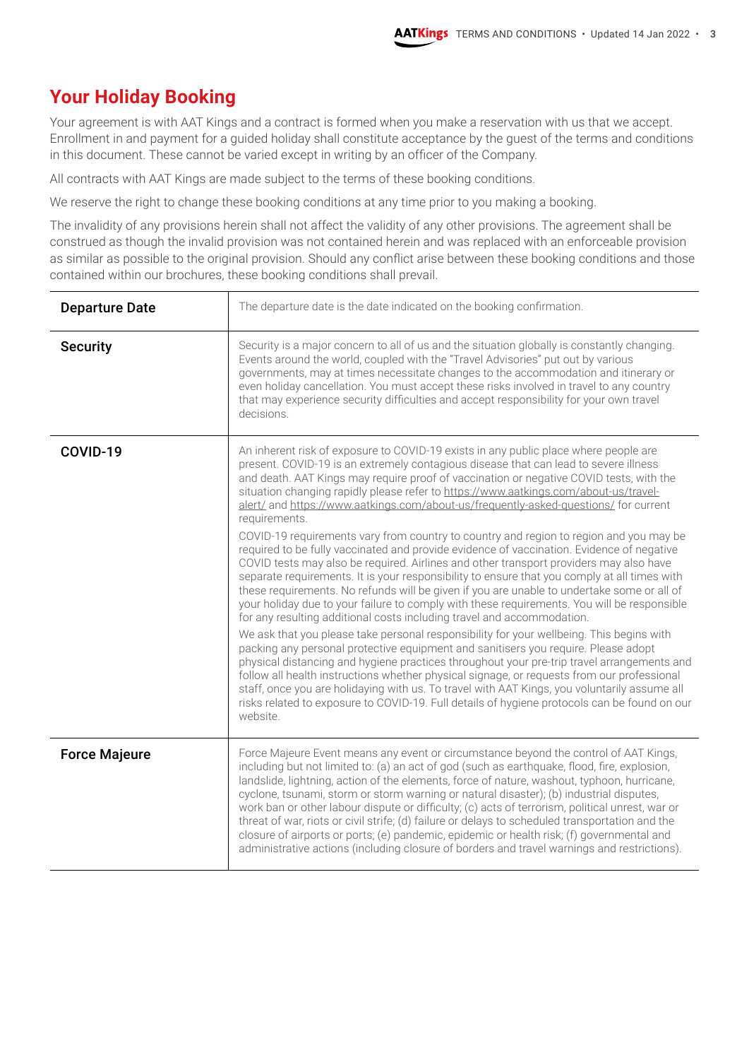## Your Holiday Booking

Your agreement is with AAT Kings and a contract is formed when you make a reservation with us that we accept. Enrollment in and payment for a guided holiday shall constitute acceptance by the guest of the terms and conditions in this document. These cannot be varied except in writing by an officer of the Company.

All contracts with AAT Kings are made subject to the terms of these booking conditions.

We reserve the right to change these booking conditions at any time prior to you making a booking.

The invalidity of any provisions herein shall not affect the validity of any other provisions. The agreement shall be construed as though the invalid provision was not contained herein and was replaced with an enforceable provision as similar as possible to the original provision. Should any conflict arise between these booking conditions and those contained within our brochures, these booking conditions shall prevail.

| | |
|---|---|
| **Departure Date** | The departure date is the date indicated on the booking confirmation. |
| **Security** | Security is a major concern to all of us and the situation globally is constantly changing. Events around the world, coupled with the "Travel Advisories" put out by various governments, may at times necessitate changes to the accommodation and itinerary or even holiday cancellation. You must accept these risks involved in travel to any country that may experience security difficulties and accept responsibility for your own travel decisions. |
| **COVID-19** | An inherent risk of exposure to COVID-19 exists in any public place where people are present. COVID-19 is an extremely contagious disease that can lead to severe illness and death. AAT Kings may require proof of vaccination or negative COVID tests, with the situation changing rapidly please refer to https://www.aatkings.com/about-us/travel-alert/ and https://www.aatkings.com/about-us/frequently-asked-questions/ for current requirements.<br><br>COVID-19 requirements vary from country to country and region to region and you may be required to be fully vaccinated and provide evidence of vaccination. Evidence of negative COVID tests may also be required. Airlines and other transport providers may also have separate requirements. It is your responsibility to ensure that you comply at all times with these requirements. No refunds will be given if you are unable to undertake some or all of your holiday due to your failure to comply with these requirements. You will be responsible for any resulting additional costs including travel and accommodation.<br><br>We ask that you please take personal responsibility for your wellbeing. This begins with packing any personal protective equipment and sanitisers you require. Please adopt physical distancing and hygiene practices throughout your pre-trip travel arrangements and follow all health instructions whether physical signage, or requests from our professional staff, once you are holidaying with us. To travel with AAT Kings, you voluntarily assume all risks related to exposure to COVID-19. Full details of hygiene protocols can be found on our website. |
| **Force Majeure** | Force Majeure Event means any event or circumstance beyond the control of AAT Kings, including but not limited to: (a) an act of god (such as earthquake, flood, fire, explosion, landslide, lightning, action of the elements, force of nature, washout, typhoon, hurricane, cyclone, tsunami, storm or storm warning or natural disaster); (b) industrial disputes, work ban or other labour dispute or difficulty; (c) acts of terrorism, political unrest, war or threat of war, riots or civil strife; (d) failure or delays to scheduled transportation and the closure of airports or ports; (e) pandemic, epidemic or health risk; (f) governmental and administrative actions (including closure of borders and travel warnings and restrictions). |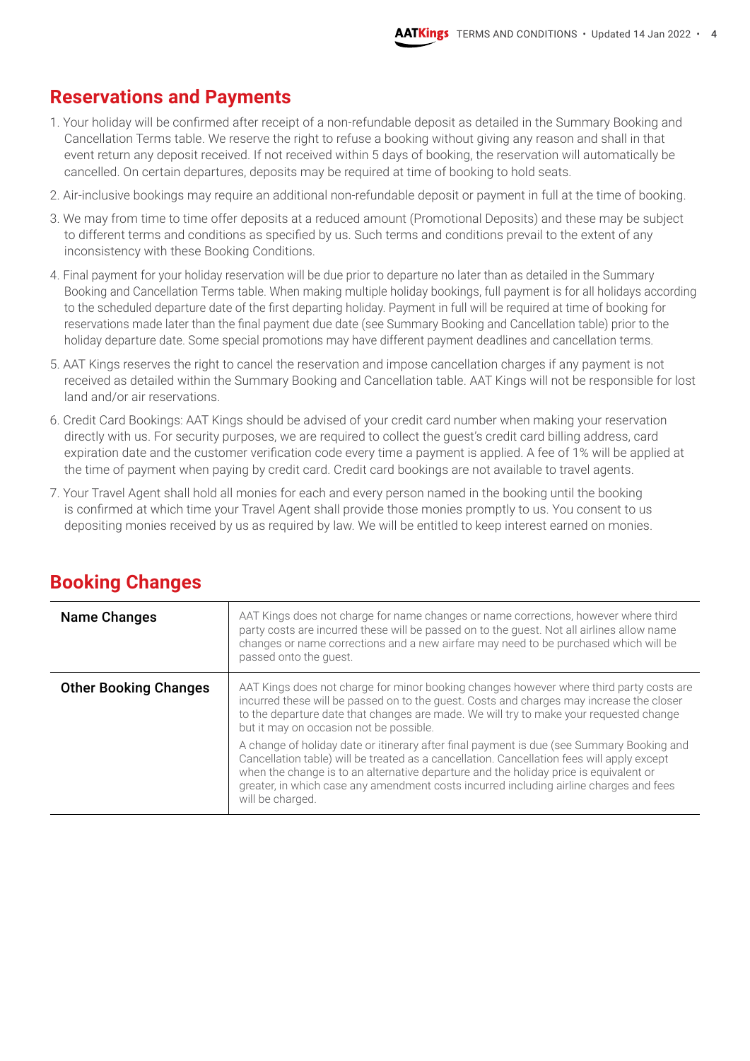## Reservations and Payments

1. Your holiday will be confirmed after receipt of a non-refundable deposit as detailed in the Summary Booking and Cancellation Terms table. We reserve the right to refuse a booking without giving any reason and shall in that event return any deposit received. If not received within 5 days of booking, the reservation will automatically be cancelled. On certain departures, deposits may be required at time of booking to hold seats.
2. Air-inclusive bookings may require an additional non-refundable deposit or payment in full at the time of booking.
3. We may from time to time offer deposits at a reduced amount (Promotional Deposits) and these may be subject to different terms and conditions as specified by us. Such terms and conditions prevail to the extent of any inconsistency with these Booking Conditions.
4. Final payment for your holiday reservation will be due prior to departure no later than as detailed in the Summary Booking and Cancellation Terms table. When making multiple holiday bookings, full payment is for all holidays according to the scheduled departure date of the first departing holiday. Payment in full will be required at time of booking for reservations made later than the final payment due date (see Summary Booking and Cancellation table) prior to the holiday departure date. Some special promotions may have different payment deadlines and cancellation terms.
5. AAT Kings reserves the right to cancel the reservation and impose cancellation charges if any payment is not received as detailed within the Summary Booking and Cancellation table. AAT Kings will not be responsible for lost land and/or air reservations.
6. Credit Card Bookings: AAT Kings should be advised of your credit card number when making your reservation directly with us. For security purposes, we are required to collect the guest's credit card billing address, card expiration date and the customer verification code every time a payment is applied. A fee of 1% will be applied at the time of payment when paying by credit card. Credit card bookings are not available to travel agents.
7. Your Travel Agent shall hold all monies for each and every person named in the booking until the booking is confirmed at which time your Travel Agent shall provide those monies promptly to us. You consent to us depositing monies received by us as required by law. We will be entitled to keep interest earned on monies.

## Booking Changes

| | |
|---|---|
| **Name Changes** | AAT Kings does not charge for name changes or name corrections, however where third party costs are incurred these will be passed on to the guest. Not all airlines allow name changes or name corrections and a new airfare may need to be purchased which will be passed onto the guest. |
| **Other Booking Changes** | AAT Kings does not charge for minor booking changes however where third party costs are incurred these will be passed on to the guest. Costs and charges may increase the closer to the departure date that changes are made. We will try to make your requested change but it may on occasion not be possible.<br><br>A change of holiday date or itinerary after final payment is due (see Summary Booking and Cancellation table) will be treated as a cancellation. Cancellation fees will apply except when the change is to an alternative departure and the holiday price is equivalent or greater, in which case any amendment costs incurred including airline charges and fees will be charged. |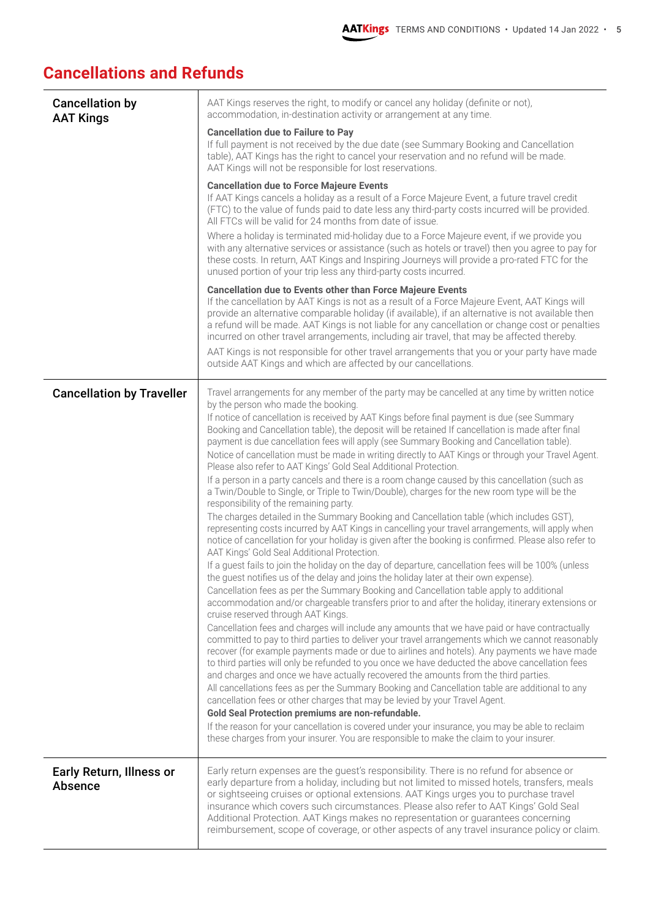## Cancellations and Refunds

| | |
|---|---|
| **Cancellation by AAT Kings** | AAT Kings reserves the right, to modify or cancel any holiday (definite or not), accommodation, in-destination activity or arrangement at any time.<br><br>**Cancellation due to Failure to Pay**<br>If full payment is not received by the due date (see Summary Booking and Cancellation table), AAT Kings has the right to cancel your reservation and no refund will be made. AAT Kings will not be responsible for lost reservations.<br><br>**Cancellation due to Force Majeure Events**<br>If AAT Kings cancels a holiday as a result of a Force Majeure Event, a future travel credit (FTC) to the value of funds paid to date less any third-party costs incurred will be provided. All FTCs will be valid for 24 months from date of issue.<br><br>Where a holiday is terminated mid-holiday due to a Force Majeure event, if we provide you with any alternative services or assistance (such as hotels or travel) then you agree to pay for these costs. In return, AAT Kings and Inspiring Journeys will provide a pro-rated FTC for the unused portion of your trip less any third-party costs incurred.<br><br>**Cancellation due to Events other than Force Majeure Events**<br>If the cancellation by AAT Kings is not as a result of a Force Majeure Event, AAT Kings will provide an alternative comparable holiday (if available), if an alternative is not available then a refund will be made. AAT Kings is not liable for any cancellation or change cost or penalties incurred on other travel arrangements, including air travel, that may be affected thereby.<br><br>AAT Kings is not responsible for other travel arrangements that you or your party have made outside AAT Kings and which are affected by our cancellations. |
| **Cancellation by Traveller** | Travel arrangements for any member of the party may be cancelled at any time by written notice by the person who made the booking.<br>If notice of cancellation is received by AAT Kings before final payment is due (see Summary Booking and Cancellation table), the deposit will be retained If cancellation is made after final payment is due cancellation fees will apply (see Summary Booking and Cancellation table).<br>Notice of cancellation must be made in writing directly to AAT Kings or through your Travel Agent. Please also refer to AAT Kings' Gold Seal Additional Protection.<br>If a person in a party cancels and there is a room change caused by this cancellation (such as a Twin/Double to Single, or Triple to Twin/Double), charges for the new room type will be the responsibility of the remaining party.<br>The charges detailed in the Summary Booking and Cancellation table (which includes GST), representing costs incurred by AAT Kings in cancelling your travel arrangements, will apply when notice of cancellation for your holiday is given after the booking is confirmed. Please also refer to AAT Kings' Gold Seal Additional Protection.<br>If a guest fails to join the holiday on the day of departure, cancellation fees will be 100% (unless the guest notifies us of the delay and joins the holiday later at their own expense).<br>Cancellation fees as per the Summary Booking and Cancellation table apply to additional accommodation and/or chargeable transfers prior to and after the holiday, itinerary extensions or cruise reserved through AAT Kings.<br>Cancellation fees and charges will include any amounts that we have paid or have contractually committed to pay to third parties to deliver your travel arrangements which we cannot reasonably recover (for example payments made or due to airlines and hotels). Any payments we have made to third parties will only be refunded to you once we have deducted the above cancellation fees and charges and once we have actually recovered the amounts from the third parties.<br>All cancellations fees as per the Summary Booking and Cancellation table are additional to any cancellation fees or other charges that may be levied by your Travel Agent.<br>**Gold Seal Protection premiums are non-refundable.**<br>If the reason for your cancellation is covered under your insurance, you may be able to reclaim these charges from your insurer. You are responsible to make the claim to your insurer. |
| **Early Return, Illness or Absence** | Early return expenses are the guest's responsibility. There is no refund for absence or early departure from a holiday, including but not limited to missed hotels, transfers, meals or sightseeing cruises or optional extensions. AAT Kings urges you to purchase travel insurance which covers such circumstances. Please also refer to AAT Kings' Gold Seal Additional Protection. AAT Kings makes no representation or guarantees concerning reimbursement, scope of coverage, or other aspects of any travel insurance policy or claim. |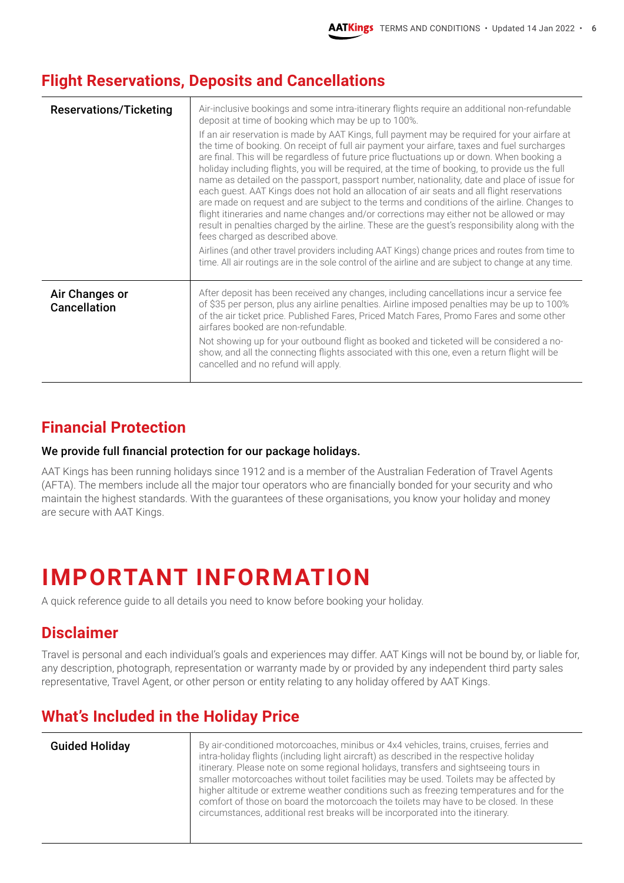## Flight Reservations, Deposits and Cancellations

| | |
|---|---|
| **Reservations/Ticketing** | Air-inclusive bookings and some intra-itinerary flights require an additional non-refundable deposit at time of booking which may be up to 100%.<br><br>If an air reservation is made by AAT Kings, full payment may be required for your airfare at the time of booking. On receipt of full air payment your airfare, taxes and fuel surcharges are final. This will be regardless of future price fluctuations up or down. When booking a holiday including flights, you will be required, at the time of booking, to provide us the full name as detailed on the passport, passport number, nationality, date and place of issue for each guest. AAT Kings does not hold an allocation of air seats and all flight reservations are made on request and are subject to the terms and conditions of the airline. Changes to flight itineraries and name changes and/or corrections may either not be allowed or may result in penalties charged by the airline. These are the guest's responsibility along with the fees charged as described above.<br><br>Airlines (and other travel providers including AAT Kings) change prices and routes from time to time. All air routings are in the sole control of the airline and are subject to change at any time. |
| **Air Changes or Cancellation** | After deposit has been received any changes, including cancellations incur a service fee of $35 per person, plus any airline penalties. Airline imposed penalties may be up to 100% of the air ticket price. Published Fares, Priced Match Fares, Promo Fares and some other airfares booked are non-refundable.<br><br>Not showing up for your outbound flight as booked and ticketed will be considered a no-show, and all the connecting flights associated with this one, even a return flight will be cancelled and no refund will apply. |

## Financial Protection

**We provide full financial protection for our package holidays.**

AAT Kings has been running holidays since 1912 and is a member of the Australian Federation of Travel Agents (AFTA). The members include all the major tour operators who are financially bonded for your security and who maintain the highest standards. With the guarantees of these organisations, you know your holiday and money are secure with AAT Kings.

# IMPORTANT INFORMATION

A quick reference guide to all details you need to know before booking your holiday.

## Disclaimer

Travel is personal and each individual's goals and experiences may differ. AAT Kings will not be bound by, or liable for, any description, photograph, representation or warranty made by or provided by any independent third party sales representative, Travel Agent, or other person or entity relating to any holiday offered by AAT Kings.

## What's Included in the Holiday Price

| | |
|---|---|
| **Guided Holiday** | By air-conditioned motorcoaches, minibus or 4x4 vehicles, trains, cruises, ferries and intra-holiday flights (including light aircraft) as described in the respective holiday itinerary. Please note on some regional holidays, transfers and sightseeing tours in smaller motorcoaches without toilet facilities may be used. Toilets may be affected by higher altitude or extreme weather conditions such as freezing temperatures and for the comfort of those on board the motorcoach the toilets may have to be closed. In these circumstances, additional rest breaks will be incorporated into the itinerary. |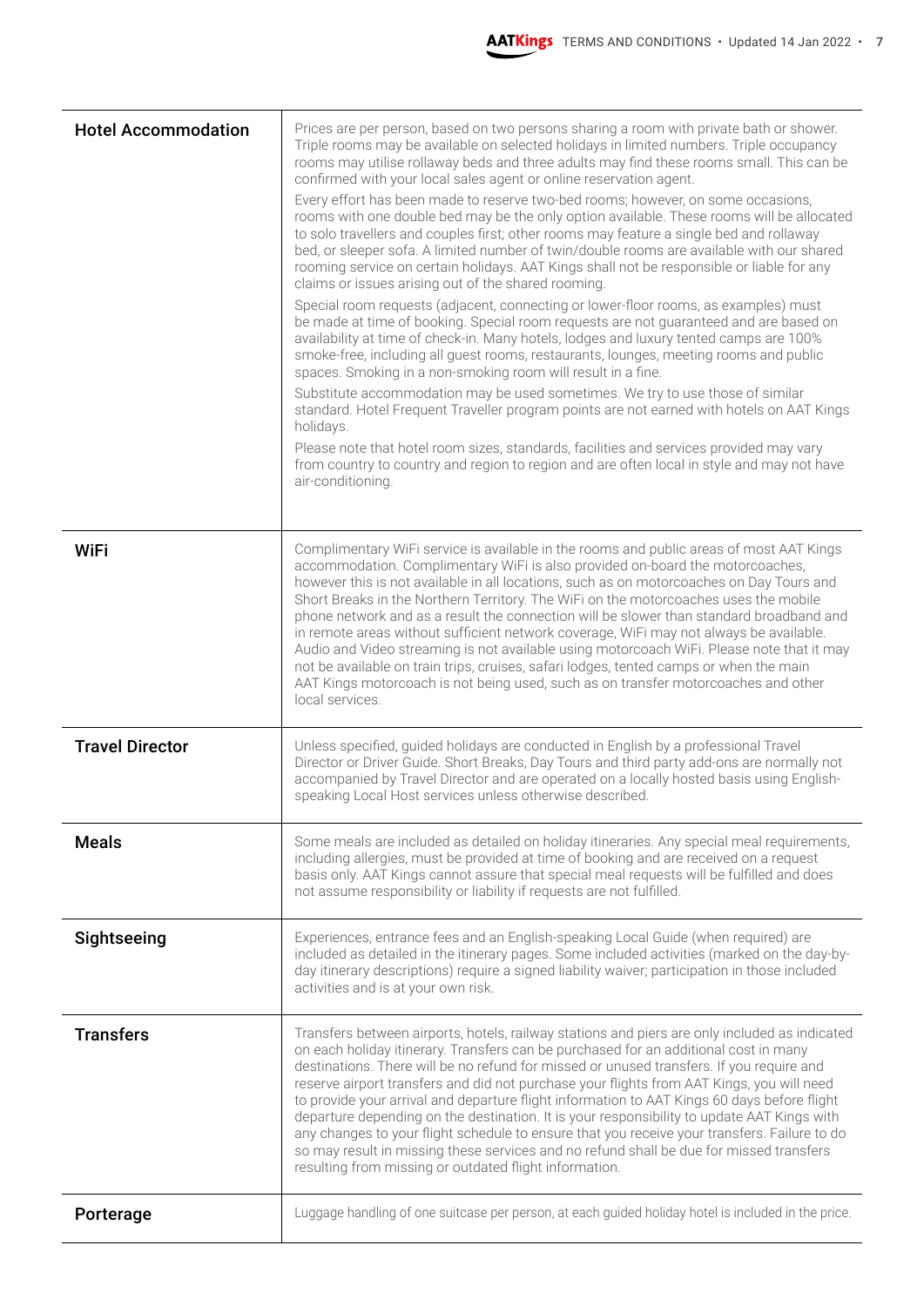| | |
|---|---|
| **Hotel Accommodation** | Prices are per person, based on two persons sharing a room with private bath or shower. Triple rooms may be available on selected holidays in limited numbers. Triple occupancy rooms may utilise rollaway beds and three adults may find these rooms small. This can be confirmed with your local sales agent or online reservation agent.<br><br>Every effort has been made to reserve two-bed rooms; however, on some occasions, rooms with one double bed may be the only option available. These rooms will be allocated to solo travellers and couples first; other rooms may feature a single bed and rollaway bed, or sleeper sofa. A limited number of twin/double rooms are available with our shared rooming service on certain holidays. AAT Kings shall not be responsible or liable for any claims or issues arising out of the shared rooming.<br><br>Special room requests (adjacent, connecting or lower-floor rooms, as examples) must be made at time of booking. Special room requests are not guaranteed and are based on availability at time of check-in. Many hotels, lodges and luxury tented camps are 100% smoke-free, including all guest rooms, restaurants, lounges, meeting rooms and public spaces. Smoking in a non-smoking room will result in a fine.<br><br>Substitute accommodation may be used sometimes. We try to use those of similar standard. Hotel Frequent Traveller program points are not earned with hotels on AAT Kings holidays.<br><br>Please note that hotel room sizes, standards, facilities and services provided may vary from country to country and region to region and are often local in style and may not have air-conditioning. |
| **WiFi** | Complimentary WiFi service is available in the rooms and public areas of most AAT Kings accommodation. Complimentary WiFi is also provided on-board the motorcoaches, however this is not available in all locations, such as on motorcoaches on Day Tours and Short Breaks in the Northern Territory. The WiFi on the motorcoaches uses the mobile phone network and as a result the connection will be slower than standard broadband and in remote areas without sufficient network coverage, WiFi may not always be available. Audio and Video streaming is not available using motorcoach WiFi. Please note that it may not be available on train trips, cruises, safari lodges, tented camps or when the main AAT Kings motorcoach is not being used, such as on transfer motorcoaches and other local services. |
| **Travel Director** | Unless specified, guided holidays are conducted in English by a professional Travel Director or Driver Guide. Short Breaks, Day Tours and third party add-ons are normally not accompanied by Travel Director and are operated on a locally hosted basis using English-speaking Local Host services unless otherwise described. |
| **Meals** | Some meals are included as detailed on holiday itineraries. Any special meal requirements, including allergies, must be provided at time of booking and are received on a request basis only. AAT Kings cannot assure that special meal requests will be fulfilled and does not assume responsibility or liability if requests are not fulfilled. |
| **Sightseeing** | Experiences, entrance fees and an English-speaking Local Guide (when required) are included as detailed in the itinerary pages. Some included activities (marked on the day-by-day itinerary descriptions) require a signed liability waiver; participation in those included activities and is at your own risk. |
| **Transfers** | Transfers between airports, hotels, railway stations and piers are only included as indicated on each holiday itinerary. Transfers can be purchased for an additional cost in many destinations. There will be no refund for missed or unused transfers. If you require and reserve airport transfers and did not purchase your flights from AAT Kings, you will need to provide your arrival and departure flight information to AAT Kings 60 days before flight departure depending on the destination. It is your responsibility to update AAT Kings with any changes to your flight schedule to ensure that you receive your transfers. Failure to do so may result in missing these services and no refund shall be due for missed transfers resulting from missing or outdated flight information. |
| **Porterage** | Luggage handling of one suitcase per person, at each guided holiday hotel is included in the price. |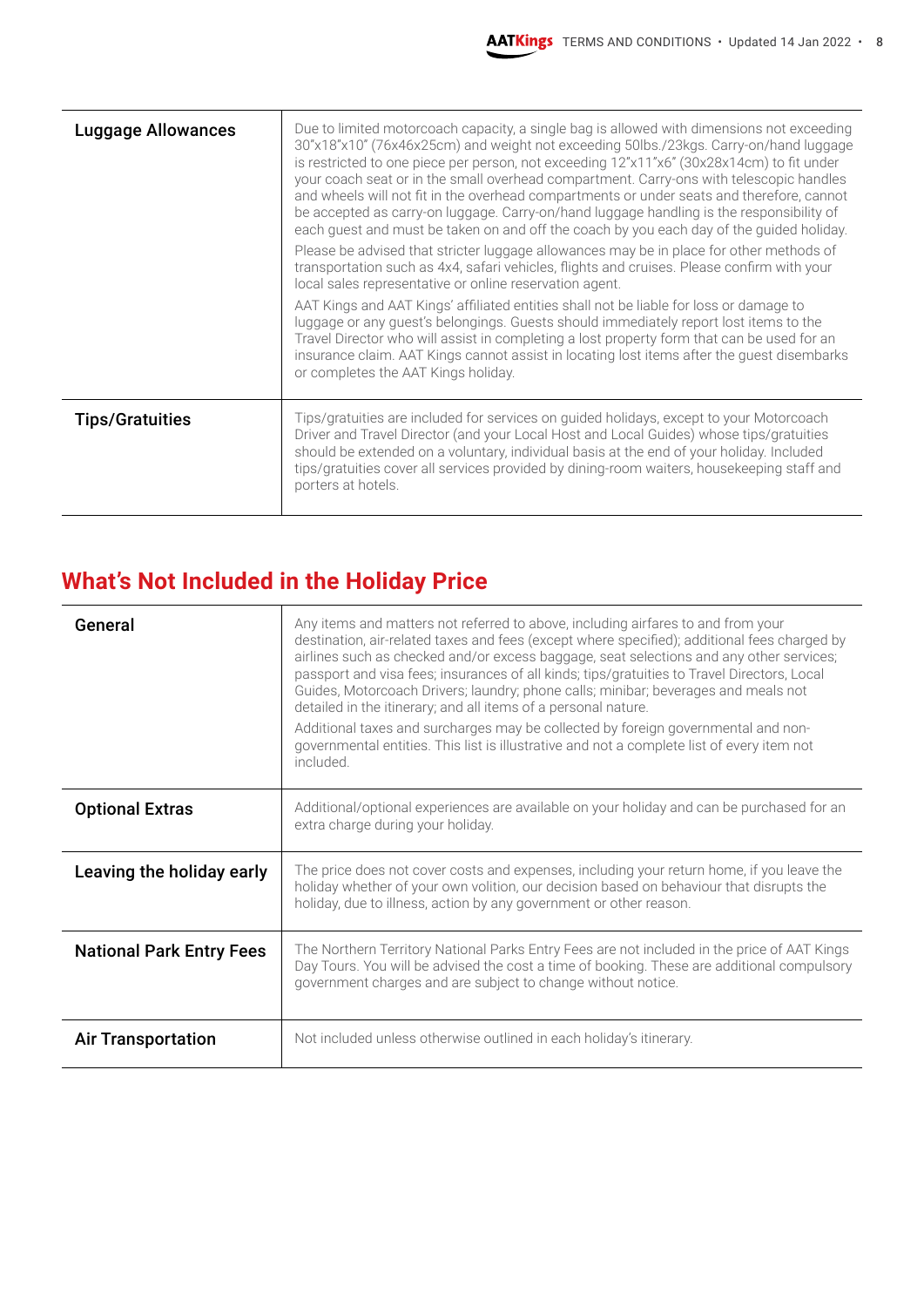| Luggage Allowances | Due to limited motorcoach capacity, a single bag is allowed with dimensions not exceeding 30"x18"x10" (76x46x25cm) and weight not exceeding 50lbs./23kgs. Carry-on/hand luggage is restricted to one piece per person, not exceeding 12"x11"x6" (30x28x14cm) to fit under your coach seat or in the small overhead compartment. Carry-ons with telescopic handles and wheels will not fit in the overhead compartments or under seats and therefore, cannot be accepted as carry-on luggage. Carry-on/hand luggage handling is the responsibility of each guest and must be taken on and off the coach by you each day of the guided holiday.<br><br>Please be advised that stricter luggage allowances may be in place for other methods of transportation such as 4x4, safari vehicles, flights and cruises. Please confirm with your local sales representative or online reservation agent.<br><br>AAT Kings and AAT Kings' affiliated entities shall not be liable for loss or damage to luggage or any guest's belongings. Guests should immediately report lost items to the Travel Director who will assist in completing a lost property form that can be used for an insurance claim. AAT Kings cannot assist in locating lost items after the guest disembarks or completes the AAT Kings holiday. |
|---|---|
| Tips/Gratuities | Tips/gratuities are included for services on guided holidays, except to your Motorcoach Driver and Travel Director (and your Local Host and Local Guides) whose tips/gratuities should be extended on a voluntary, individual basis at the end of your holiday. Included tips/gratuities cover all services provided by dining-room waiters, housekeeping staff and porters at hotels. |

## What's Not Included in the Holiday Price

| General | Any items and matters not referred to above, including airfares to and from your destination, air-related taxes and fees (except where specified); additional fees charged by airlines such as checked and/or excess baggage, seat selections and any other services; passport and visa fees; insurances of all kinds; tips/gratuities to Travel Directors, Local Guides, Motorcoach Drivers; laundry; phone calls; minibar; beverages and meals not detailed in the itinerary; and all items of a personal nature.<br><br>Additional taxes and surcharges may be collected by foreign governmental and non-governmental entities. This list is illustrative and not a complete list of every item not included. |
|---|---|
| Optional Extras | Additional/optional experiences are available on your holiday and can be purchased for an extra charge during your holiday. |
| Leaving the holiday early | The price does not cover costs and expenses, including your return home, if you leave the holiday whether of your own volition, our decision based on behaviour that disrupts the holiday, due to illness, action by any government or other reason. |
| National Park Entry Fees | The Northern Territory National Parks Entry Fees are not included in the price of AAT Kings Day Tours. You will be advised the cost a time of booking. These are additional compulsory government charges and are subject to change without notice. |
| Air Transportation | Not included unless otherwise outlined in each holiday's itinerary. |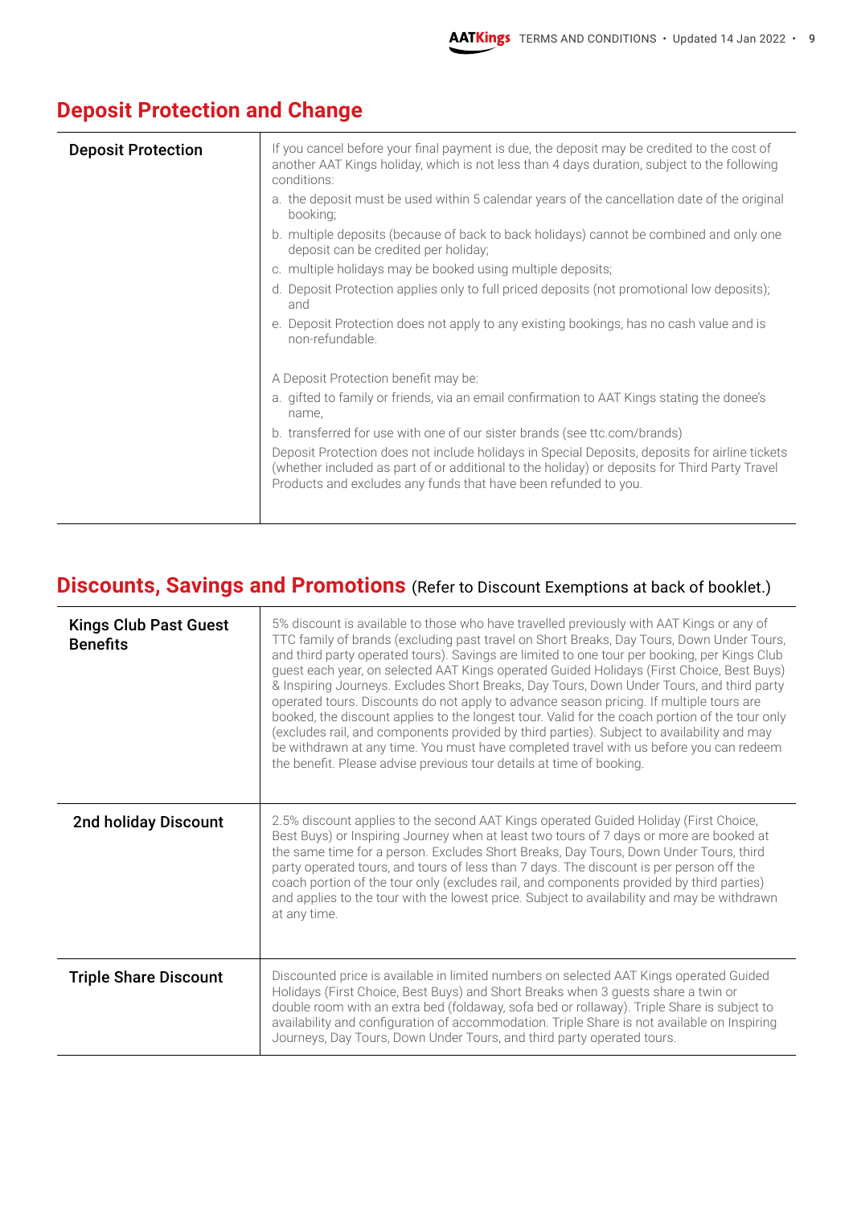## Deposit Protection and Change

| | |
|---|---|
| **Deposit Protection** | If you cancel before your final payment is due, the deposit may be credited to the cost of another AAT Kings holiday, which is not less than 4 days duration, subject to the following conditions:<br>a. the deposit must be used within 5 calendar years of the cancellation date of the original booking;<br>b. multiple deposits (because of back to back holidays) cannot be combined and only one deposit can be credited per holiday;<br>c. multiple holidays may be booked using multiple deposits;<br>d. Deposit Protection applies only to full priced deposits (not promotional low deposits); and<br>e. Deposit Protection does not apply to any existing bookings, has no cash value and is non-refundable.<br><br>A Deposit Protection benefit may be:<br>a. gifted to family or friends, via an email confirmation to AAT Kings stating the donee's name,<br>b. transferred for use with one of our sister brands (see ttc.com/brands)<br>Deposit Protection does not include holidays in Special Deposits, deposits for airline tickets (whether included as part of or additional to the holiday) or deposits for Third Party Travel Products and excludes any funds that have been refunded to you. |

## Discounts, Savings and Promotions (Refer to Discount Exemptions at back of booklet.)

| | |
|---|---|
| **Kings Club Past Guest Benefits** | 5% discount is available to those who have travelled previously with AAT Kings or any of TTC family of brands (excluding past travel on Short Breaks, Day Tours, Down Under Tours, and third party operated tours). Savings are limited to one tour per booking, per Kings Club guest each year, on selected AAT Kings operated Guided Holidays (First Choice, Best Buys) & Inspiring Journeys. Excludes Short Breaks, Day Tours, Down Under Tours, and third party operated tours. Discounts do not apply to advance season pricing. If multiple tours are booked, the discount applies to the longest tour. Valid for the coach portion of the tour only (excludes rail, and components provided by third parties). Subject to availability and may be withdrawn at any time. You must have completed travel with us before you can redeem the benefit. Please advise previous tour details at time of booking. |
| **2nd holiday Discount** | 2.5% discount applies to the second AAT Kings operated Guided Holiday (First Choice, Best Buys) or Inspiring Journey when at least two tours of 7 days or more are booked at the same time for a person. Excludes Short Breaks, Day Tours, Down Under Tours, third party operated tours, and tours of less than 7 days. The discount is per person off the coach portion of the tour only (excludes rail, and components provided by third parties) and applies to the tour with the lowest price. Subject to availability and may be withdrawn at any time. |
| **Triple Share Discount** | Discounted price is available in limited numbers on selected AAT Kings operated Guided Holidays (First Choice, Best Buys) and Short Breaks when 3 guests share a twin or double room with an extra bed (foldaway, sofa bed or rollaway). Triple Share is subject to availability and configuration of accommodation. Triple Share is not available on Inspiring Journeys, Day Tours, Down Under Tours, and third party operated tours. |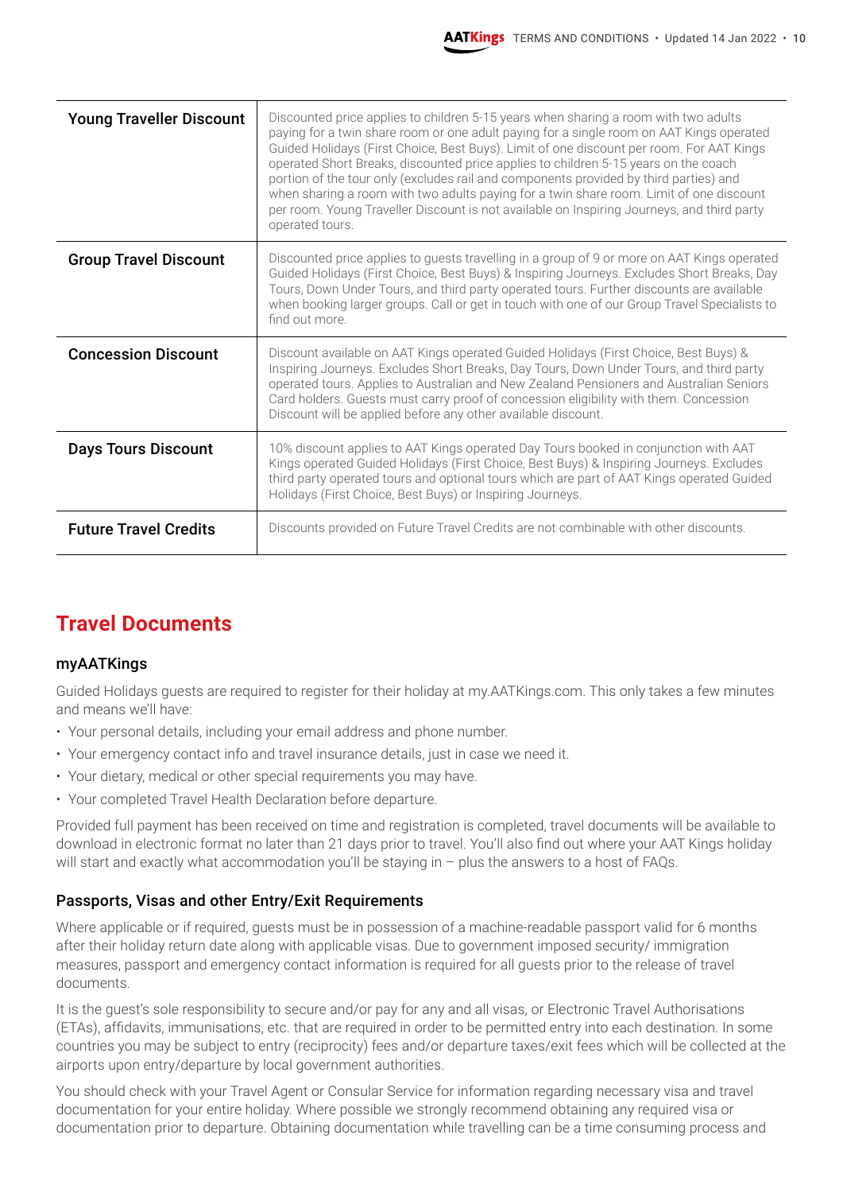| | |
|---|---|
| **Young Traveller Discount** | Discounted price applies to children 5-15 years when sharing a room with two adults paying for a twin share room or one adult paying for a single room on AAT Kings operated Guided Holidays (First Choice, Best Buys). Limit of one discount per room. For AAT Kings operated Short Breaks, discounted price applies to children 5-15 years on the coach portion of the tour only (excludes rail and components provided by third parties) and when sharing a room with two adults paying for a twin share room. Limit of one discount per room. Young Traveller Discount is not available on Inspiring Journeys, and third party operated tours. |
| **Group Travel Discount** | Discounted price applies to guests travelling in a group of 9 or more on AAT Kings operated Guided Holidays (First Choice, Best Buys) & Inspiring Journeys. Excludes Short Breaks, Day Tours, Down Under Tours, and third party operated tours. Further discounts are available when booking larger groups. Call or get in touch with one of our Group Travel Specialists to find out more. |
| **Concession Discount** | Discount available on AAT Kings operated Guided Holidays (First Choice, Best Buys) & Inspiring Journeys. Excludes Short Breaks, Day Tours, Down Under Tours, and third party operated tours. Applies to Australian and New Zealand Pensioners and Australian Seniors Card holders. Guests must carry proof of concession eligibility with them. Concession Discount will be applied before any other available discount. |
| **Days Tours Discount** | 10% discount applies to AAT Kings operated Day Tours booked in conjunction with AAT Kings operated Guided Holidays (First Choice, Best Buys) & Inspiring Journeys. Excludes third party operated tours and optional tours which are part of AAT Kings operated Guided Holidays (First Choice, Best Buys) or Inspiring Journeys. |
| **Future Travel Credits** | Discounts provided on Future Travel Credits are not combinable with other discounts. |

# Travel Documents

## myAATKings

Guided Holidays guests are required to register for their holiday at my.AATKings.com. This only takes a few minutes and means we'll have:

- Your personal details, including your email address and phone number.
- Your emergency contact info and travel insurance details, just in case we need it.
- Your dietary, medical or other special requirements you may have.
- Your completed Travel Health Declaration before departure.

Provided full payment has been received on time and registration is completed, travel documents will be available to download in electronic format no later than 21 days prior to travel. You'll also find out where your AAT Kings holiday will start and exactly what accommodation you'll be staying in – plus the answers to a host of FAQs.

## Passports, Visas and other Entry/Exit Requirements

Where applicable or if required, guests must be in possession of a machine-readable passport valid for 6 months after their holiday return date along with applicable visas. Due to government imposed security/ immigration measures, passport and emergency contact information is required for all guests prior to the release of travel documents.

It is the guest's sole responsibility to secure and/or pay for any and all visas, or Electronic Travel Authorisations (ETAs), affidavits, immunisations, etc. that are required in order to be permitted entry into each destination. In some countries you may be subject to entry (reciprocity) fees and/or departure taxes/exit fees which will be collected at the airports upon entry/departure by local government authorities.

You should check with your Travel Agent or Consular Service for information regarding necessary visa and travel documentation for your entire holiday. Where possible we strongly recommend obtaining any required visa or documentation prior to departure. Obtaining documentation while travelling can be a time consuming process and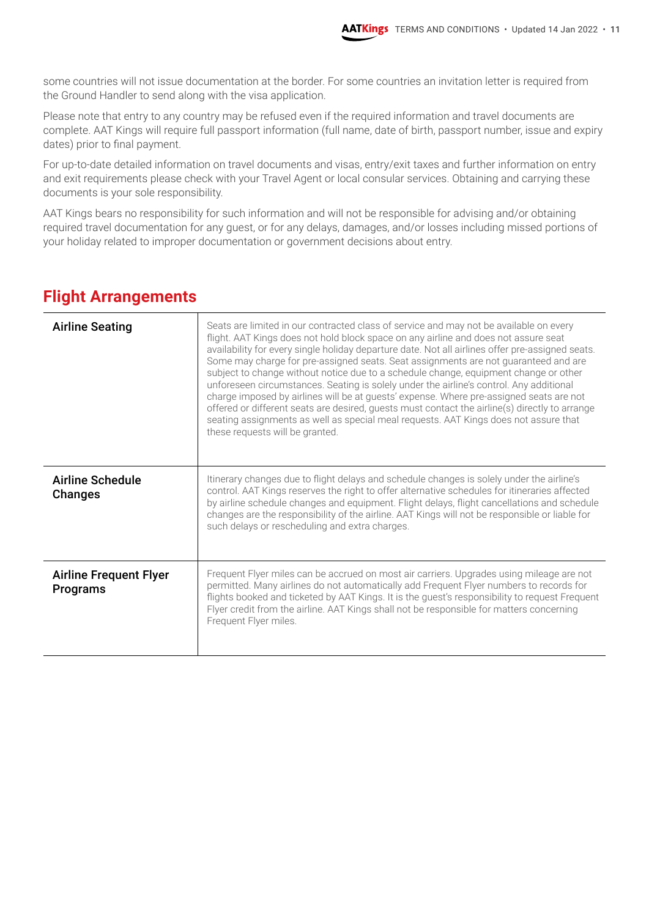some countries will not issue documentation at the border. For some countries an invitation letter is required from the Ground Handler to send along with the visa application.

Please note that entry to any country may be refused even if the required information and travel documents are complete. AAT Kings will require full passport information (full name, date of birth, passport number, issue and expiry dates) prior to final payment.

For up-to-date detailed information on travel documents and visas, entry/exit taxes and further information on entry and exit requirements please check with your Travel Agent or local consular services. Obtaining and carrying these documents is your sole responsibility.

AAT Kings bears no responsibility for such information and will not be responsible for advising and/or obtaining required travel documentation for any guest, or for any delays, damages, and/or losses including missed portions of your holiday related to improper documentation or government decisions about entry.

## Flight Arrangements

| | |
|---|---|
| **Airline Seating** | Seats are limited in our contracted class of service and may not be available on every flight. AAT Kings does not hold block space on any airline and does not assure seat availability for every single holiday departure date. Not all airlines offer pre-assigned seats. Some may charge for pre-assigned seats. Seat assignments are not guaranteed and are subject to change without notice due to a schedule change, equipment change or other unforeseen circumstances. Seating is solely under the airline's control. Any additional charge imposed by airlines will be at guests' expense. Where pre-assigned seats are not offered or different seats are desired, guests must contact the airline(s) directly to arrange seating assignments as well as special meal requests. AAT Kings does not assure that these requests will be granted. |
| **Airline Schedule Changes** | Itinerary changes due to flight delays and schedule changes is solely under the airline's control. AAT Kings reserves the right to offer alternative schedules for itineraries affected by airline schedule changes and equipment. Flight delays, flight cancellations and schedule changes are the responsibility of the airline. AAT Kings will not be responsible or liable for such delays or rescheduling and extra charges. |
| **Airline Frequent Flyer Programs** | Frequent Flyer miles can be accrued on most air carriers. Upgrades using mileage are not permitted. Many airlines do not automatically add Frequent Flyer numbers to records for flights booked and ticketed by AAT Kings. It is the guest's responsibility to request Frequent Flyer credit from the airline. AAT Kings shall not be responsible for matters concerning Frequent Flyer miles. |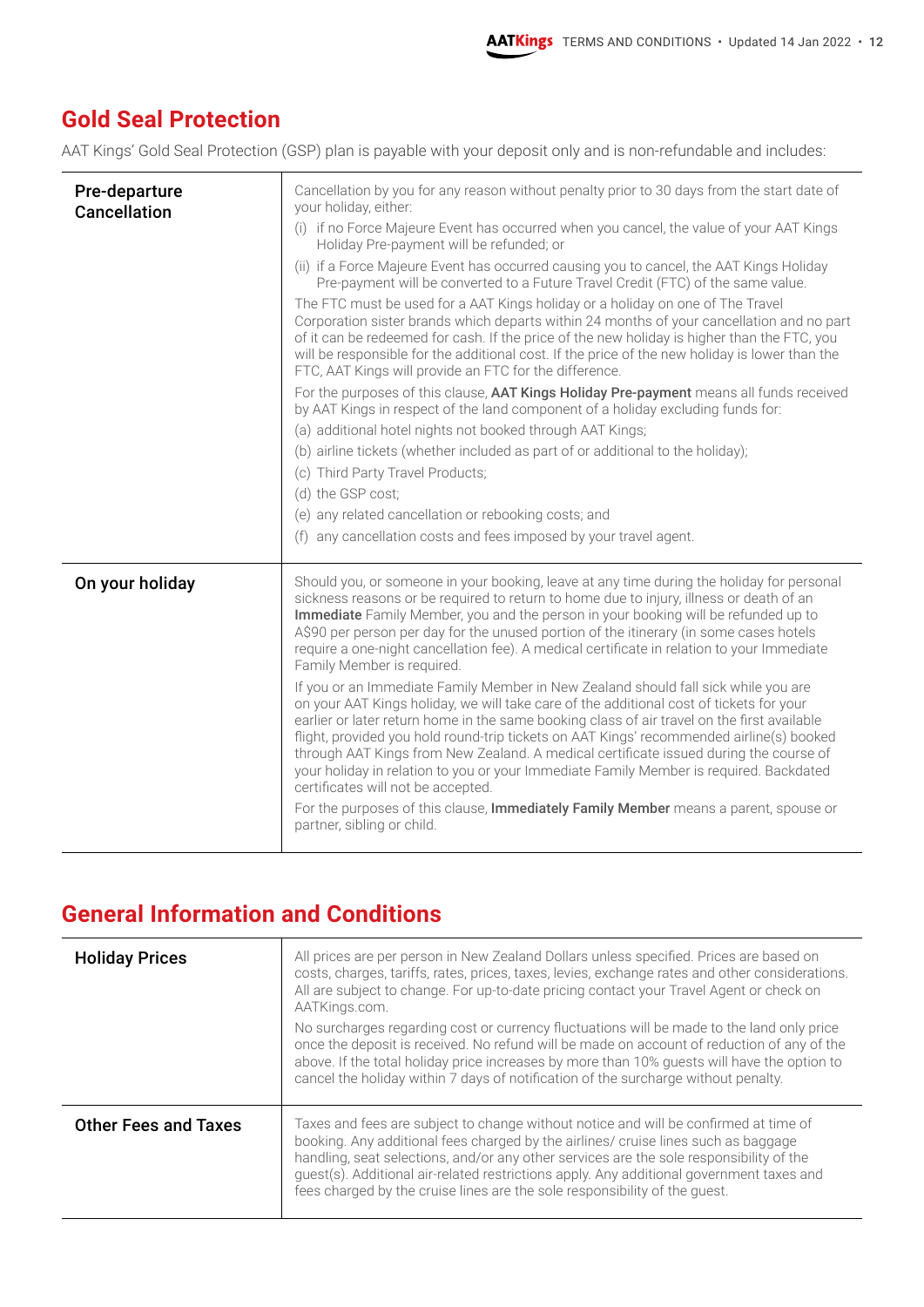## Gold Seal Protection

AAT Kings' Gold Seal Protection (GSP) plan is payable with your deposit only and is non-refundable and includes:

| | |
|---|---|
| **Pre-departure Cancellation** | Cancellation by you for any reason without penalty prior to 30 days from the start date of your holiday, either:<br>(i) if no Force Majeure Event has occurred when you cancel, the value of your AAT Kings Holiday Pre-payment will be refunded; or<br>(ii) if a Force Majeure Event has occurred causing you to cancel, the AAT Kings Holiday Pre-payment will be converted to a Future Travel Credit (FTC) of the same value.<br>The FTC must be used for a AAT Kings holiday or a holiday on one of The Travel Corporation sister brands which departs within 24 months of your cancellation and no part of it can be redeemed for cash. If the price of the new holiday is higher than the FTC, you will be responsible for the additional cost. If the price of the new holiday is lower than the FTC, AAT Kings will provide an FTC for the difference.<br>For the purposes of this clause, **AAT Kings Holiday Pre-payment** means all funds received by AAT Kings in respect of the land component of a holiday excluding funds for:<br>(a) additional hotel nights not booked through AAT Kings;<br>(b) airline tickets (whether included as part of or additional to the holiday);<br>(c) Third Party Travel Products;<br>(d) the GSP cost;<br>(e) any related cancellation or rebooking costs; and<br>(f) any cancellation costs and fees imposed by your travel agent. |
| **On your holiday** | Should you, or someone in your booking, leave at any time during the holiday for personal sickness reasons or be required to return to home due to injury, illness or death of an **Immediate** Family Member, you and the person in your booking will be refunded up to A$90 per person per day for the unused portion of the itinerary (in some cases hotels require a one-night cancellation fee). A medical certificate in relation to your Immediate Family Member is required.<br>If you or an Immediate Family Member in New Zealand should fall sick while you are on your AAT Kings holiday, we will take care of the additional cost of tickets for your earlier or later return home in the same booking class of air travel on the first available flight, provided you hold round-trip tickets on AAT Kings' recommended airline(s) booked through AAT Kings from New Zealand. A medical certificate issued during the course of your holiday in relation to you or your Immediate Family Member is required. Backdated certificates will not be accepted.<br>For the purposes of this clause, **Immediately Family Member** means a parent, spouse or partner, sibling or child. |

## General Information and Conditions

| | |
|---|---|
| **Holiday Prices** | All prices are per person in New Zealand Dollars unless specified. Prices are based on costs, charges, tariffs, rates, prices, taxes, levies, exchange rates and other considerations. All are subject to change. For up-to-date pricing contact your Travel Agent or check on AATKings.com.<br>No surcharges regarding cost or currency fluctuations will be made to the land only price once the deposit is received. No refund will be made on account of reduction of any of the above. If the total holiday price increases by more than 10% guests will have the option to cancel the holiday within 7 days of notification of the surcharge without penalty. |
| **Other Fees and Taxes** | Taxes and fees are subject to change without notice and will be confirmed at time of booking. Any additional fees charged by the airlines/ cruise lines such as baggage handling, seat selections, and/or any other services are the sole responsibility of the guest(s). Additional air-related restrictions apply. Any additional government taxes and fees charged by the cruise lines are the sole responsibility of the guest. |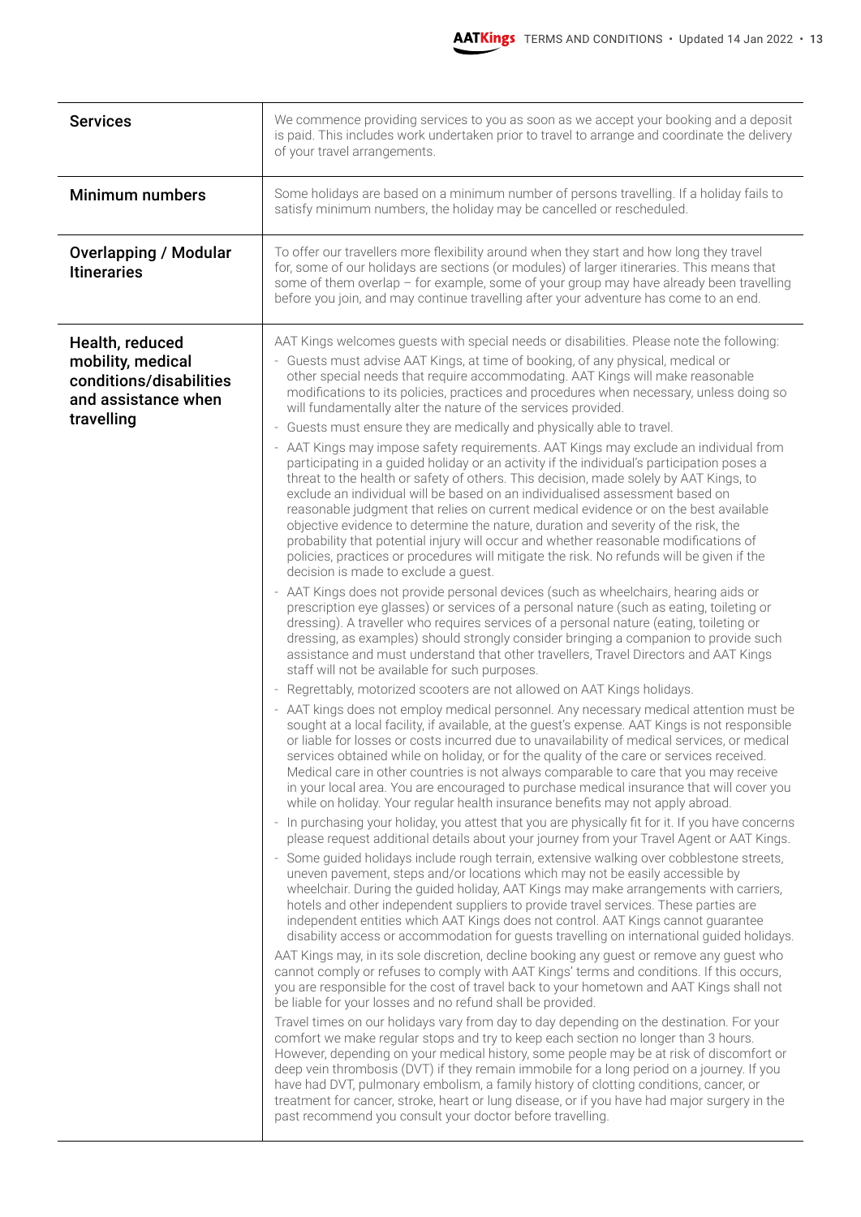| | |
|---|---|
| **Services** | We commence providing services to you as soon as we accept your booking and a deposit is paid. This includes work undertaken prior to travel to arrange and coordinate the delivery of your travel arrangements. |
| **Minimum numbers** | Some holidays are based on a minimum number of persons travelling. If a holiday fails to satisfy minimum numbers, the holiday may be cancelled or rescheduled. |
| **Overlapping / Modular Itineraries** | To offer our travellers more flexibility around when they start and how long they travel for, some of our holidays are sections (or modules) of larger itineraries. This means that some of them overlap – for example, some of your group may have already been travelling before you join, and may continue travelling after your adventure has come to an end. |
| **Health, reduced mobility, medical conditions/disabilities and assistance when travelling** | AAT Kings welcomes guests with special needs or disabilities. Please note the following:<br>- Guests must advise AAT Kings, at time of booking, of any physical, medical or other special needs that require accommodating. AAT Kings will make reasonable modifications to its policies, practices and procedures when necessary, unless doing so will fundamentally alter the nature of the services provided.<br>- Guests must ensure they are medically and physically able to travel.<br>- AAT Kings may impose safety requirements. AAT Kings may exclude an individual from participating in a guided holiday or an activity if the individual's participation poses a threat to the health or safety of others. This decision, made solely by AAT Kings, to exclude an individual will be based on an individualised assessment based on reasonable judgment that relies on current medical evidence or on the best available objective evidence to determine the nature, duration and severity of the risk, the probability that potential injury will occur and whether reasonable modifications of policies, practices or procedures will mitigate the risk. No refunds will be given if the decision is made to exclude a guest.<br>- AAT Kings does not provide personal devices (such as wheelchairs, hearing aids or prescription eye glasses) or services of a personal nature (such as eating, toileting or dressing). A traveller who requires services of a personal nature (eating, toileting or dressing, as examples) should strongly consider bringing a companion to provide such assistance and must understand that other travellers, Travel Directors and AAT Kings staff will not be available for such purposes.<br>- Regrettably, motorized scooters are not allowed on AAT Kings holidays.<br>- AAT kings does not employ medical personnel. Any necessary medical attention must be sought at a local facility, if available, at the guest's expense. AAT Kings is not responsible or liable for losses or costs incurred due to unavailability of medical services, or medical services obtained while on holiday, or for the quality of the care or services received. Medical care in other countries is not always comparable to care that you may receive in your local area. You are encouraged to purchase medical insurance that will cover you while on holiday. Your regular health insurance benefits may not apply abroad.<br>- In purchasing your holiday, you attest that you are physically fit for it. If you have concerns please request additional details about your journey from your Travel Agent or AAT Kings.<br>- Some guided holidays include rough terrain, extensive walking over cobblestone streets, uneven pavement, steps and/or locations which may not be easily accessible by wheelchair. During the guided holiday, AAT Kings may make arrangements with carriers, hotels and other independent suppliers to provide travel services. These parties are independent entities which AAT Kings does not control. AAT Kings cannot guarantee disability access or accommodation for guests travelling on international guided holidays.<br>AAT Kings may, in its sole discretion, decline booking any guest or remove any guest who cannot comply or refuses to comply with AAT Kings' terms and conditions. If this occurs, you are responsible for the cost of travel back to your hometown and AAT Kings shall not be liable for your losses and no refund shall be provided.<br>Travel times on our holidays vary from day to day depending on the destination. For your comfort we make regular stops and try to keep each section no longer than 3 hours. However, depending on your medical history, some people may be at risk of discomfort or deep vein thrombosis (DVT) if they remain immobile for a long period on a journey. If you have had DVT, pulmonary embolism, a family history of clotting conditions, cancer, or treatment for cancer, stroke, heart or lung disease, or if you have had major surgery in the past recommend you consult your doctor before travelling. |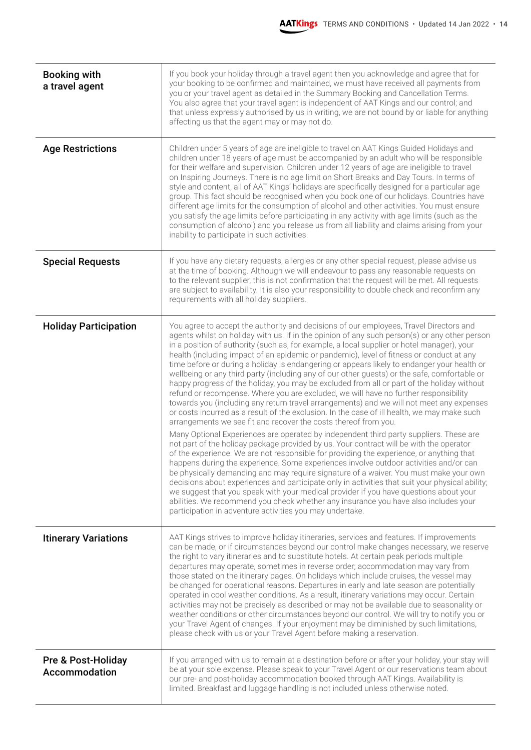| | |
|---|---|
| **Booking with a travel agent** | If you book your holiday through a travel agent then you acknowledge and agree that for your booking to be confirmed and maintained, we must have received all payments from you or your travel agent as detailed in the Summary Booking and Cancellation Terms. You also agree that your travel agent is independent of AAT Kings and our control; and that unless expressly authorised by us in writing, we are not bound by or liable for anything affecting us that the agent may or may not do. |
| **Age Restrictions** | Children under 5 years of age are ineligible to travel on AAT Kings Guided Holidays and children under 18 years of age must be accompanied by an adult who will be responsible for their welfare and supervision. Children under 12 years of age are ineligible to travel on Inspiring Journeys. There is no age limit on Short Breaks and Day Tours. In terms of style and content, all of AAT Kings' holidays are specifically designed for a particular age group. This fact should be recognised when you book one of our holidays. Countries have different age limits for the consumption of alcohol and other activities. You must ensure you satisfy the age limits before participating in any activity with age limits (such as the consumption of alcohol) and you release us from all liability and claims arising from your inability to participate in such activities. |
| **Special Requests** | If you have any dietary requests, allergies or any other special request, please advise us at the time of booking. Although we will endeavour to pass any reasonable requests on to the relevant supplier, this is not confirmation that the request will be met. All requests are subject to availability. It is also your responsibility to double check and reconfirm any requirements with all holiday suppliers. |
| **Holiday Participation** | You agree to accept the authority and decisions of our employees, Travel Directors and agents whilst on holiday with us. If in the opinion of any such person(s) or any other person in a position of authority (such as, for example, a local supplier or hotel manager), your health (including impact of an epidemic or pandemic), level of fitness or conduct at any time before or during a holiday is endangering or appears likely to endanger your health or wellbeing or any third party (including any of our other guests) or the safe, comfortable or happy progress of the holiday, you may be excluded from all or part of the holiday without refund or recompense. Where you are excluded, we will have no further responsibility towards you (including any return travel arrangements) and we will not meet any expenses or costs incurred as a result of the exclusion. In the case of ill health, we may make such arrangements we see fit and recover the costs thereof from you.<br><br>Many Optional Experiences are operated by independent third party suppliers. These are not part of the holiday package provided by us. Your contract will be with the operator of the experience. We are not responsible for providing the experience, or anything that happens during the experience. Some experiences involve outdoor activities and/or can be physically demanding and may require signature of a waiver. You must make your own decisions about experiences and participate only in activities that suit your physical ability; we suggest that you speak with your medical provider if you have questions about your abilities. We recommend you check whether any insurance you have also includes your participation in adventure activities you may undertake. |
| **Itinerary Variations** | AAT Kings strives to improve holiday itineraries, services and features. If improvements can be made, or if circumstances beyond our control make changes necessary, we reserve the right to vary itineraries and to substitute hotels. At certain peak periods multiple departures may operate, sometimes in reverse order; accommodation may vary from those stated on the itinerary pages. On holidays which include cruises, the vessel may be changed for operational reasons. Departures in early and late season are potentially operated in cool weather conditions. As a result, itinerary variations may occur. Certain activities may not be precisely as described or may not be available due to seasonality or weather conditions or other circumstances beyond our control. We will try to notify you or your Travel Agent of changes. If your enjoyment may be diminished by such limitations, please check with us or your Travel Agent before making a reservation. |
| **Pre & Post-Holiday Accommodation** | If you arranged with us to remain at a destination before or after your holiday, your stay will be at your sole expense. Please speak to your Travel Agent or our reservations team about our pre- and post-holiday accommodation booked through AAT Kings. Availability is limited. Breakfast and luggage handling is not included unless otherwise noted. |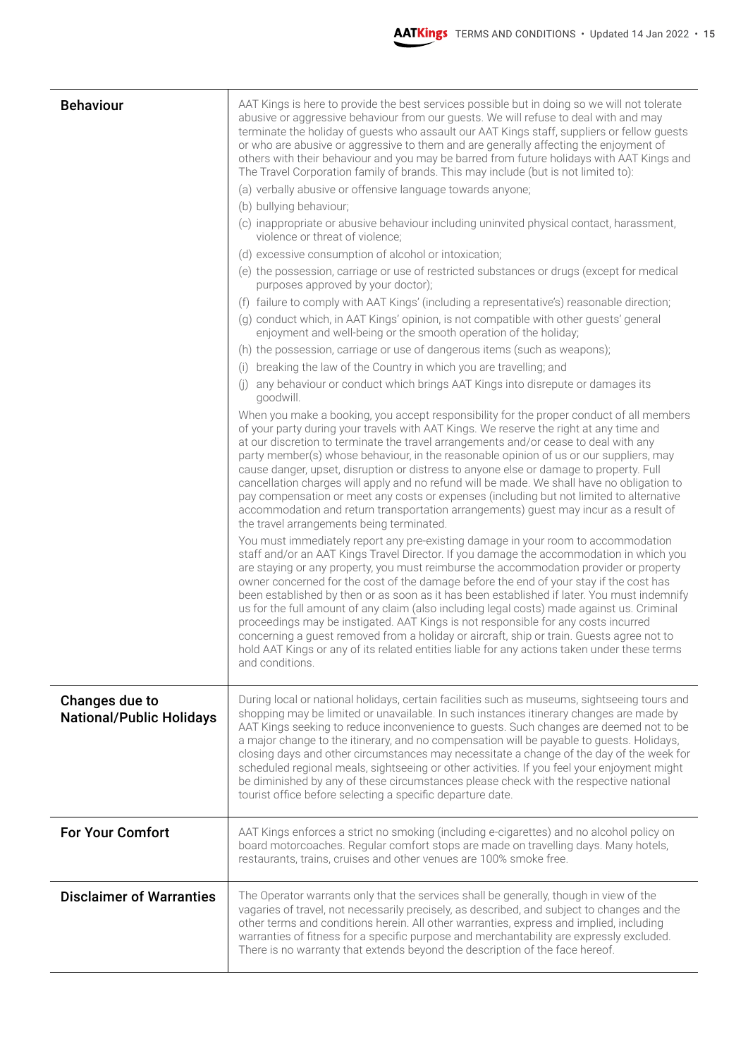## Behaviour

AAT Kings is here to provide the best services possible but in doing so we will not tolerate abusive or aggressive behaviour from our guests. We will refuse to deal with and may terminate the holiday of guests who assault our AAT Kings staff, suppliers or fellow guests or who are abusive or aggressive to them and are generally affecting the enjoyment of others with their behaviour and you may be barred from future holidays with AAT Kings and The Travel Corporation family of brands. This may include (but is not limited to):

(a) verbally abusive or offensive language towards anyone;

(b) bullying behaviour;

(c) inappropriate or abusive behaviour including uninvited physical contact, harassment, violence or threat of violence;

(d) excessive consumption of alcohol or intoxication;

(e) the possession, carriage or use of restricted substances or drugs (except for medical purposes approved by your doctor);

(f) failure to comply with AAT Kings' (including a representative's) reasonable direction;

(g) conduct which, in AAT Kings' opinion, is not compatible with other guests' general enjoyment and well-being or the smooth operation of the holiday;

(h) the possession, carriage or use of dangerous items (such as weapons);

(i) breaking the law of the Country in which you are travelling; and

(j) any behaviour or conduct which brings AAT Kings into disrepute or damages its goodwill.

When you make a booking, you accept responsibility for the proper conduct of all members of your party during your travels with AAT Kings. We reserve the right at any time and at our discretion to terminate the travel arrangements and/or cease to deal with any party member(s) whose behaviour, in the reasonable opinion of us or our suppliers, may cause danger, upset, disruption or distress to anyone else or damage to property. Full cancellation charges will apply and no refund will be made. We shall have no obligation to pay compensation or meet any costs or expenses (including but not limited to alternative accommodation and return transportation arrangements) guest may incur as a result of the travel arrangements being terminated.

You must immediately report any pre-existing damage in your room to accommodation staff and/or an AAT Kings Travel Director. If you damage the accommodation in which you are staying or any property, you must reimburse the accommodation provider or property owner concerned for the cost of the damage before the end of your stay if the cost has been established by then or as soon as it has been established if later. You must indemnify us for the full amount of any claim (also including legal costs) made against us. Criminal proceedings may be instigated. AAT Kings is not responsible for any costs incurred concerning a guest removed from a holiday or aircraft, ship or train. Guests agree not to hold AAT Kings or any of its related entities liable for any actions taken under these terms and conditions.

## Changes due to National/Public Holidays

During local or national holidays, certain facilities such as museums, sightseeing tours and shopping may be limited or unavailable. In such instances itinerary changes are made by AAT Kings seeking to reduce inconvenience to guests. Such changes are deemed not to be a major change to the itinerary, and no compensation will be payable to guests. Holidays, closing days and other circumstances may necessitate a change of the day of the week for scheduled regional meals, sightseeing or other activities. If you feel your enjoyment might be diminished by any of these circumstances please check with the respective national tourist office before selecting a specific departure date.

## For Your Comfort

AAT Kings enforces a strict no smoking (including e-cigarettes) and no alcohol policy on board motorcoaches. Regular comfort stops are made on travelling days. Many hotels, restaurants, trains, cruises and other venues are 100% smoke free.

## Disclaimer of Warranties

The Operator warrants only that the services shall be generally, though in view of the vagaries of travel, not necessarily precisely, as described, and subject to changes and the other terms and conditions herein. All other warranties, express and implied, including warranties of fitness for a specific purpose and merchantability are expressly excluded. There is no warranty that extends beyond the description of the face hereof.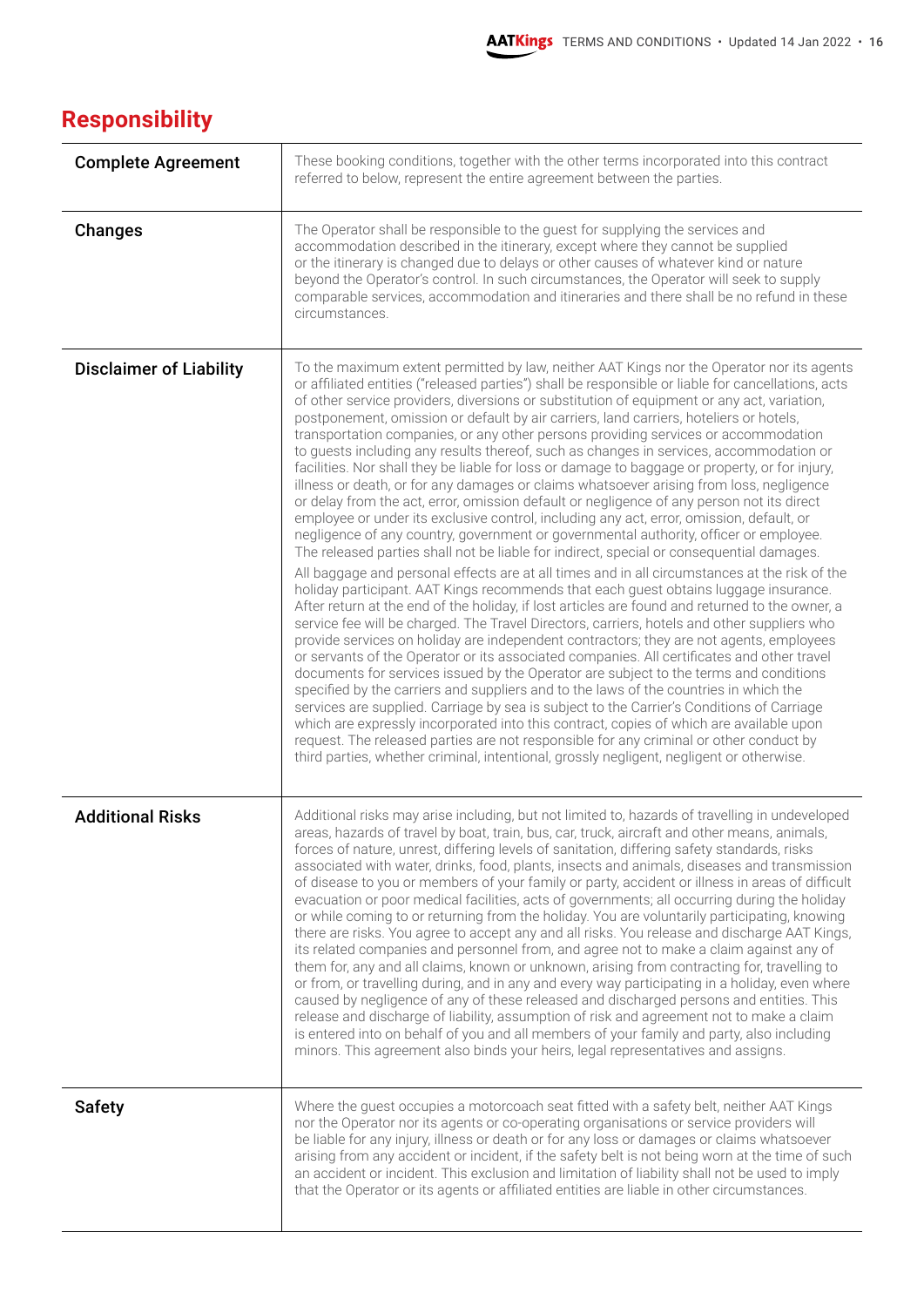## Responsibility

| | |
|---|---|
| **Complete Agreement** | These booking conditions, together with the other terms incorporated into this contract referred to below, represent the entire agreement between the parties. |
| **Changes** | The Operator shall be responsible to the guest for supplying the services and accommodation described in the itinerary, except where they cannot be supplied or the itinerary is changed due to delays or other causes of whatever kind or nature beyond the Operator's control. In such circumstances, the Operator will seek to supply comparable services, accommodation and itineraries and there shall be no refund in these circumstances. |
| **Disclaimer of Liability** | To the maximum extent permitted by law, neither AAT Kings nor the Operator nor its agents or affiliated entities ("released parties") shall be responsible or liable for cancellations, acts of other service providers, diversions or substitution of equipment or any act, variation, postponement, omission or default by air carriers, land carriers, hoteliers or hotels, transportation companies, or any other persons providing services or accommodation to guests including any results thereof, such as changes in services, accommodation or facilities. Nor shall they be liable for loss or damage to baggage or property, or for injury, illness or death, or for any damages or claims whatsoever arising from loss, negligence or delay from the act, error, omission default or negligence of any person not its direct employee or under its exclusive control, including any act, error, omission, default, or negligence of any country, government or governmental authority, officer or employee. The released parties shall not be liable for indirect, special or consequential damages.<br><br>All baggage and personal effects are at all times and in all circumstances at the risk of the holiday participant. AAT Kings recommends that each guest obtains luggage insurance. After return at the end of the holiday, if lost articles are found and returned to the owner, a service fee will be charged. The Travel Directors, carriers, hotels and other suppliers who provide services on holiday are independent contractors; they are not agents, employees or servants of the Operator or its associated companies. All certificates and other travel documents for services issued by the Operator are subject to the terms and conditions specified by the carriers and suppliers and to the laws of the countries in which the services are supplied. Carriage by sea is subject to the Carrier's Conditions of Carriage which are expressly incorporated into this contract, copies of which are available upon request. The released parties are not responsible for any criminal or other conduct by third parties, whether criminal, intentional, grossly negligent, negligent or otherwise. |
| **Additional Risks** | Additional risks may arise including, but not limited to, hazards of travelling in undeveloped areas, hazards of travel by boat, train, bus, car, truck, aircraft and other means, animals, forces of nature, unrest, differing levels of sanitation, differing safety standards, risks associated with water, drinks, food, plants, insects and animals, diseases and transmission of disease to you or members of your family or party, accident or illness in areas of difficult evacuation or poor medical facilities, acts of governments; all occurring during the holiday or while coming to or returning from the holiday. You are voluntarily participating, knowing there are risks. You agree to accept any and all risks. You release and discharge AAT Kings, its related companies and personnel from, and agree not to make a claim against any of them for, any and all claims, known or unknown, arising from contracting for, travelling to or from, or travelling during, and in any and every way participating in a holiday, even where caused by negligence of any of these released and discharged persons and entities. This release and discharge of liability, assumption of risk and agreement not to make a claim is entered into on behalf of you and all members of your family and party, also including minors. This agreement also binds your heirs, legal representatives and assigns. |
| **Safety** | Where the guest occupies a motorcoach seat fitted with a safety belt, neither AAT Kings nor the Operator nor its agents or co-operating organisations or service providers will be liable for any injury, illness or death or for any loss or damages or claims whatsoever arising from any accident or incident, if the safety belt is not being worn at the time of such an accident or incident. This exclusion and limitation of liability shall not be used to imply that the Operator or its agents or affiliated entities are liable in other circumstances. |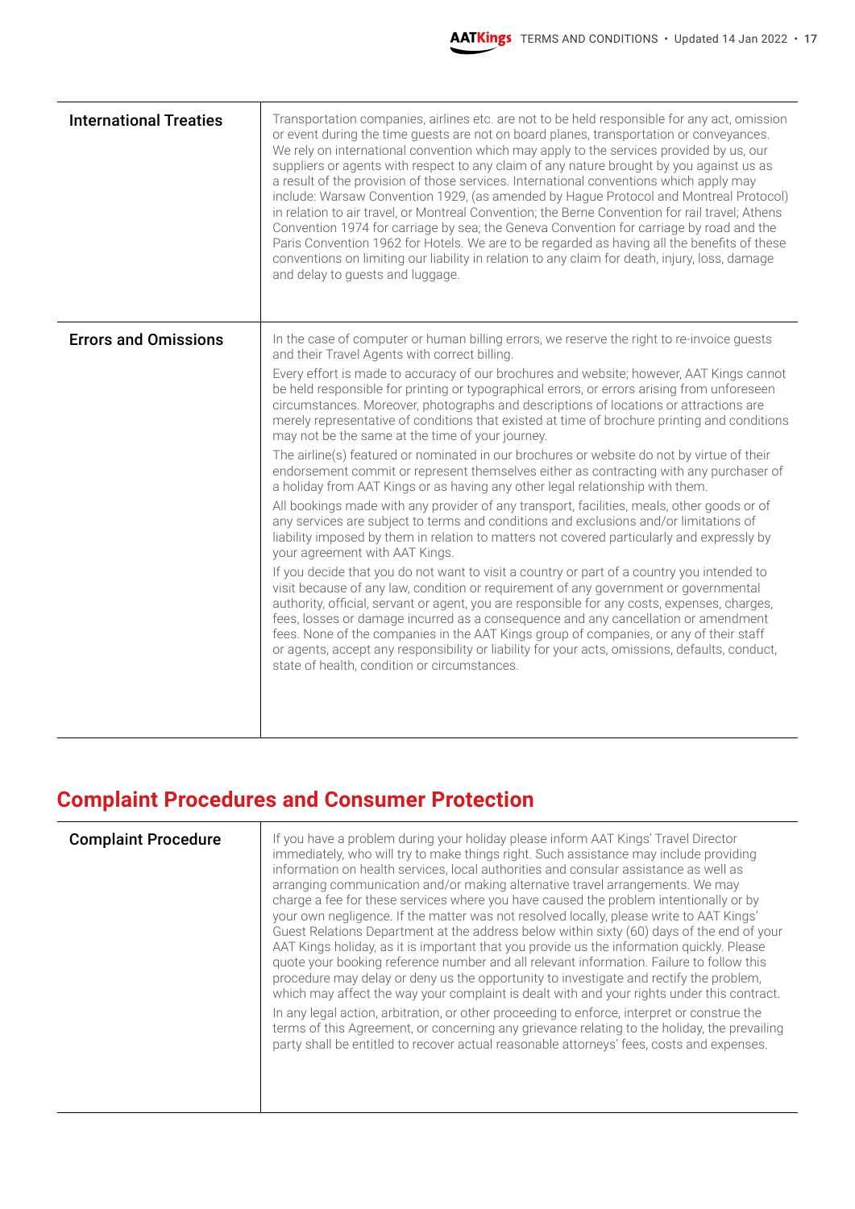| | |
|---|---|
| **International Treaties** | Transportation companies, airlines etc. are not to be held responsible for any act, omission or event during the time guests are not on board planes, transportation or conveyances. We rely on international convention which may apply to the services provided by us, our suppliers or agents with respect to any claim of any nature brought by you against us as a result of the provision of those services. International conventions which apply may include: Warsaw Convention 1929, (as amended by Hague Protocol and Montreal Protocol) in relation to air travel, or Montreal Convention; the Berne Convention for rail travel; Athens Convention 1974 for carriage by sea; the Geneva Convention for carriage by road and the Paris Convention 1962 for Hotels. We are to be regarded as having all the benefits of these conventions on limiting our liability in relation to any claim for death, injury, loss, damage and delay to guests and luggage. |
| **Errors and Omissions** | In the case of computer or human billing errors, we reserve the right to re-invoice guests and their Travel Agents with correct billing.<br><br>Every effort is made to accuracy of our brochures and website; however, AAT Kings cannot be held responsible for printing or typographical errors, or errors arising from unforeseen circumstances. Moreover, photographs and descriptions of locations or attractions are merely representative of conditions that existed at time of brochure printing and conditions may not be the same at the time of your journey.<br><br>The airline(s) featured or nominated in our brochures or website do not by virtue of their endorsement commit or represent themselves either as contracting with any purchaser of a holiday from AAT Kings or as having any other legal relationship with them.<br><br>All bookings made with any provider of any transport, facilities, meals, other goods or of any services are subject to terms and conditions and exclusions and/or limitations of liability imposed by them in relation to matters not covered particularly and expressly by your agreement with AAT Kings.<br><br>If you decide that you do not want to visit a country or part of a country you intended to visit because of any law, condition or requirement of any government or governmental authority, official, servant or agent, you are responsible for any costs, expenses, charges, fees, losses or damage incurred as a consequence and any cancellation or amendment fees. None of the companies in the AAT Kings group of companies, or any of their staff or agents, accept any responsibility or liability for your acts, omissions, defaults, conduct, state of health, condition or circumstances. |

## Complaint Procedures and Consumer Protection

| | |
|---|---|
| **Complaint Procedure** | If you have a problem during your holiday please inform AAT Kings' Travel Director immediately, who will try to make things right. Such assistance may include providing information on health services, local authorities and consular assistance as well as arranging communication and/or making alternative travel arrangements. We may charge a fee for these services where you have caused the problem intentionally or by your own negligence. If the matter was not resolved locally, please write to AAT Kings' Guest Relations Department at the address below within sixty (60) days of the end of your AAT Kings holiday, as it is important that you provide us the information quickly. Please quote your booking reference number and all relevant information. Failure to follow this procedure may delay or deny us the opportunity to investigate and rectify the problem, which may affect the way your complaint is dealt with and your rights under this contract.<br><br>In any legal action, arbitration, or other proceeding to enforce, interpret or construe the terms of this Agreement, or concerning any grievance relating to the holiday, the prevailing party shall be entitled to recover actual reasonable attorneys' fees, costs and expenses. |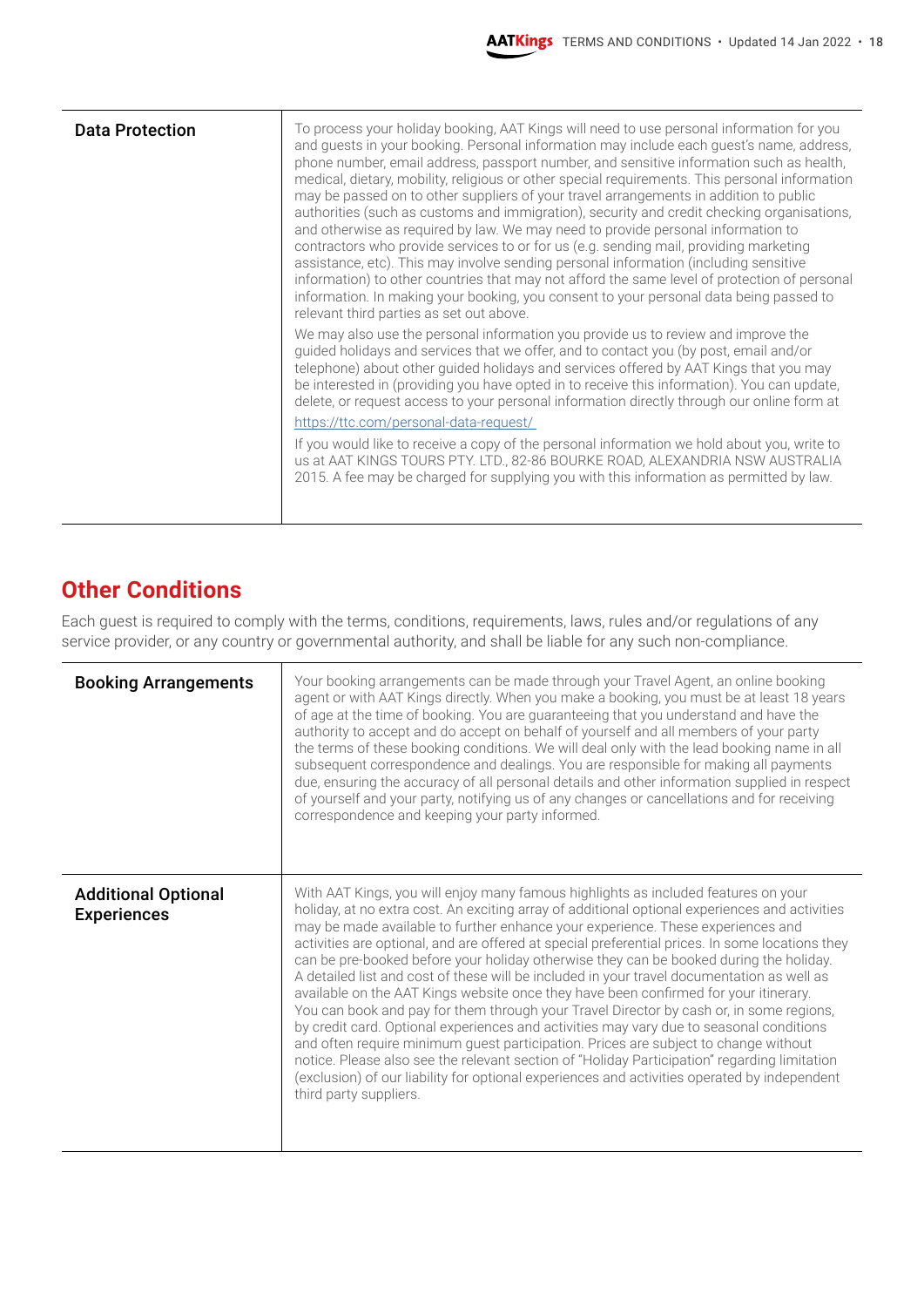| | |
|---|---|
| **Data Protection** | To process your holiday booking, AAT Kings will need to use personal information for you and guests in your booking. Personal information may include each guest's name, address, phone number, email address, passport number, and sensitive information such as health, medical, dietary, mobility, religious or other special requirements. This personal information may be passed on to other suppliers of your travel arrangements in addition to public authorities (such as customs and immigration), security and credit checking organisations, and otherwise as required by law. We may need to provide personal information to contractors who provide services to or for us (e.g. sending mail, providing marketing assistance, etc). This may involve sending personal information (including sensitive information) to other countries that may not afford the same level of protection of personal information. In making your booking, you consent to your personal data being passed to relevant third parties as set out above.<br><br>We may also use the personal information you provide us to review and improve the guided holidays and services that we offer, and to contact you (by post, email and/or telephone) about other guided holidays and services offered by AAT Kings that you may be interested in (providing you have opted in to receive this information). You can update, delete, or request access to your personal information directly through our online form at https://ttc.com/personal-data-request/<br><br>If you would like to receive a copy of the personal information we hold about you, write to us at AAT KINGS TOURS PTY. LTD., 82-86 BOURKE ROAD, ALEXANDRIA NSW AUSTRALIA 2015. A fee may be charged for supplying you with this information as permitted by law. |

## Other Conditions

Each guest is required to comply with the terms, conditions, requirements, laws, rules and/or regulations of any service provider, or any country or governmental authority, and shall be liable for any such non-compliance.

| | |
|---|---|
| **Booking Arrangements** | Your booking arrangements can be made through your Travel Agent, an online booking agent or with AAT Kings directly. When you make a booking, you must be at least 18 years of age at the time of booking. You are guaranteeing that you understand and have the authority to accept and do accept on behalf of yourself and all members of your party the terms of these booking conditions. We will deal only with the lead booking name in all subsequent correspondence and dealings. You are responsible for making all payments due, ensuring the accuracy of all personal details and other information supplied in respect of yourself and your party, notifying us of any changes or cancellations and for receiving correspondence and keeping your party informed. |
| **Additional Optional Experiences** | With AAT Kings, you will enjoy many famous highlights as included features on your holiday, at no extra cost. An exciting array of additional optional experiences and activities may be made available to further enhance your experience. These experiences and activities are optional, and are offered at special preferential prices. In some locations they can be pre-booked before your holiday otherwise they can be booked during the holiday. A detailed list and cost of these will be included in your travel documentation as well as available on the AAT Kings website once they have been confirmed for your itinerary. You can book and pay for them through your Travel Director by cash or, in some regions, by credit card. Optional experiences and activities may vary due to seasonal conditions and often require minimum guest participation. Prices are subject to change without notice. Please also see the relevant section of "Holiday Participation" regarding limitation (exclusion) of our liability for optional experiences and activities operated by independent third party suppliers. |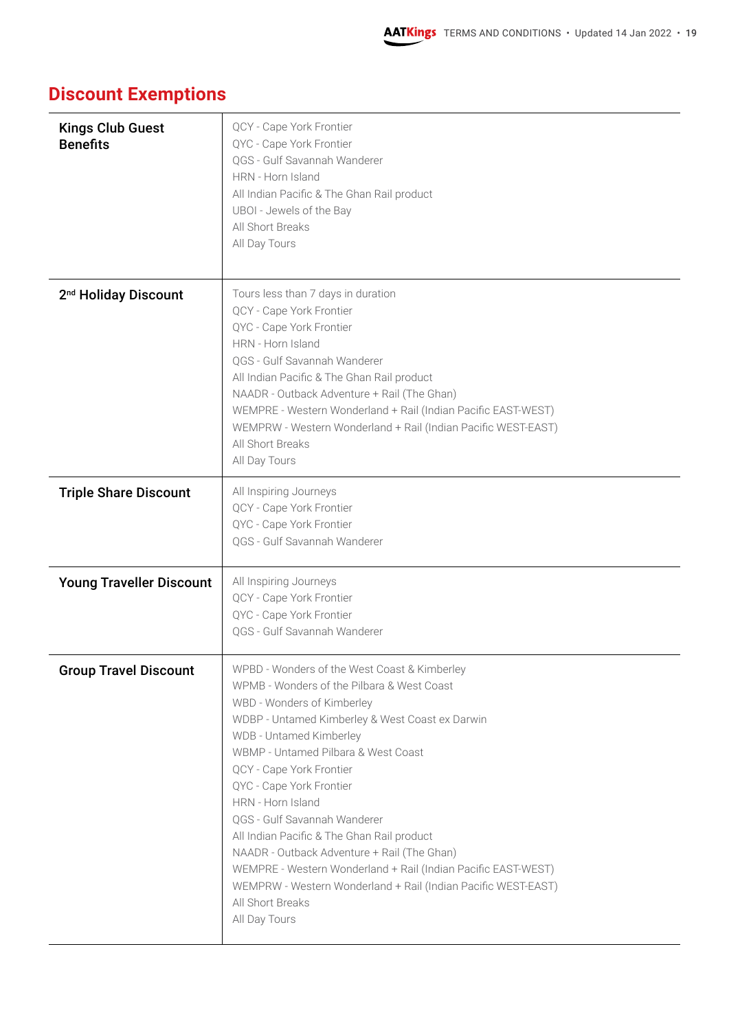## Discount Exemptions

| | |
|---|---|
| **Kings Club Guest Benefits** | QCY - Cape York Frontier<br>QYC - Cape York Frontier<br>QGS - Gulf Savannah Wanderer<br>HRN - Horn Island<br>All Indian Pacific & The Ghan Rail product<br>UBOI - Jewels of the Bay<br>All Short Breaks<br>All Day Tours |
| **2nd Holiday Discount** | Tours less than 7 days in duration<br>QCY - Cape York Frontier<br>QYC - Cape York Frontier<br>HRN - Horn Island<br>QGS - Gulf Savannah Wanderer<br>All Indian Pacific & The Ghan Rail product<br>NAADR - Outback Adventure + Rail (The Ghan)<br>WEMPRE - Western Wonderland + Rail (Indian Pacific EAST-WEST)<br>WEMPRW - Western Wonderland + Rail (Indian Pacific WEST-EAST)<br>All Short Breaks<br>All Day Tours |
| **Triple Share Discount** | All Inspiring Journeys<br>QCY - Cape York Frontier<br>QYC - Cape York Frontier<br>QGS - Gulf Savannah Wanderer |
| **Young Traveller Discount** | All Inspiring Journeys<br>QCY - Cape York Frontier<br>QYC - Cape York Frontier<br>QGS - Gulf Savannah Wanderer |
| **Group Travel Discount** | WPBD - Wonders of the West Coast & Kimberley<br>WPMB - Wonders of the Pilbara & West Coast<br>WBD - Wonders of Kimberley<br>WDBP - Untamed Kimberley & West Coast ex Darwin<br>WDB - Untamed Kimberley<br>WBMP - Untamed Pilbara & West Coast<br>QCY - Cape York Frontier<br>QYC - Cape York Frontier<br>HRN - Horn Island<br>QGS - Gulf Savannah Wanderer<br>All Indian Pacific & The Ghan Rail product<br>NAADR - Outback Adventure + Rail (The Ghan)<br>WEMPRE - Western Wonderland + Rail (Indian Pacific EAST-WEST)<br>WEMPRW - Western Wonderland + Rail (Indian Pacific WEST-EAST)<br>All Short Breaks<br>All Day Tours |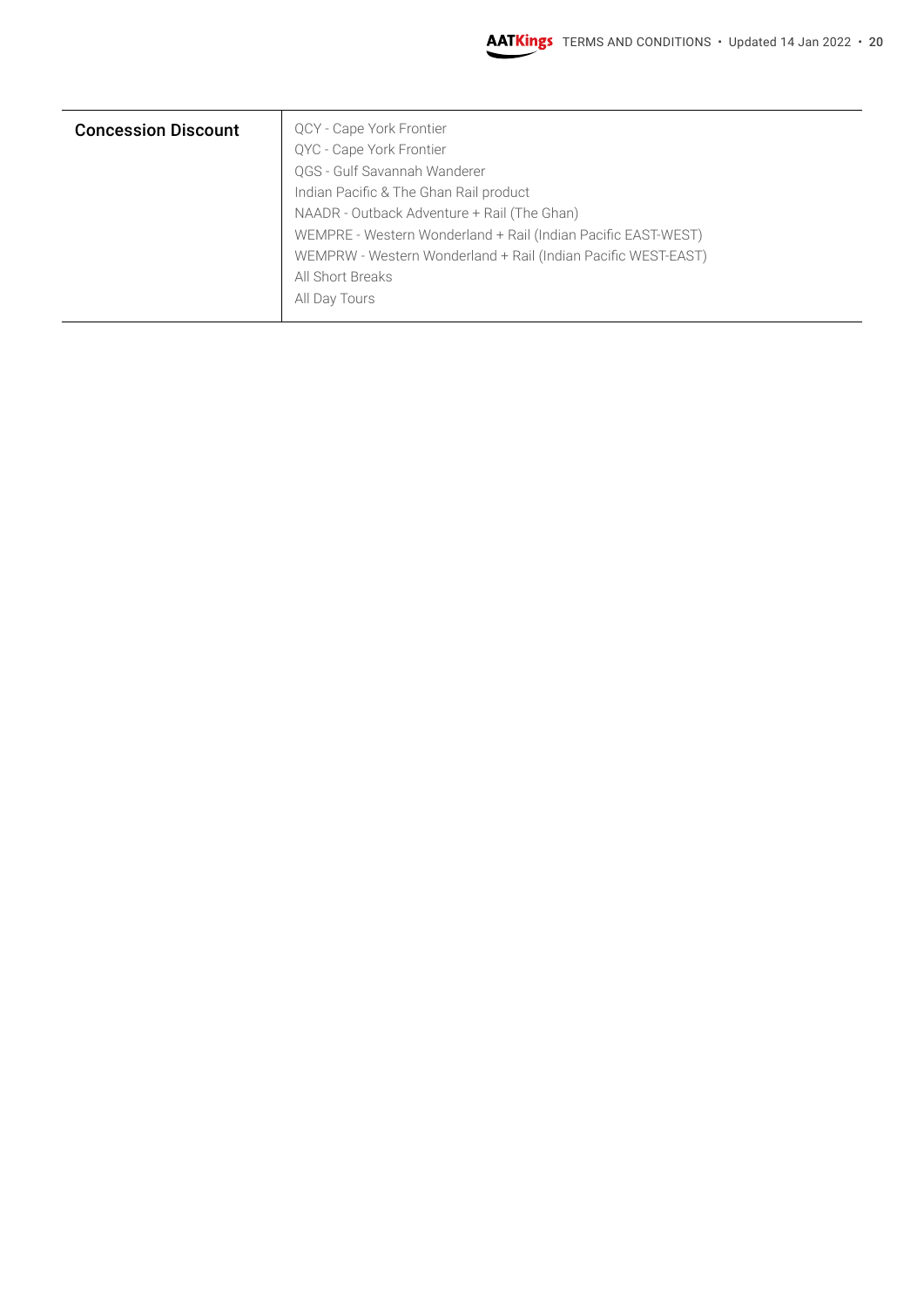| | |
|---|---|
| **Concession Discount** | QCY - Cape York Frontier<br>QYC - Cape York Frontier<br>QGS - Gulf Savannah Wanderer<br>Indian Pacific & The Ghan Rail product<br>NAADR - Outback Adventure + Rail (The Ghan)<br>WEMPRE - Western Wonderland + Rail (Indian Pacific EAST-WEST)<br>WEMPRW - Western Wonderland + Rail (Indian Pacific WEST-EAST)<br>All Short Breaks<br>All Day Tours |